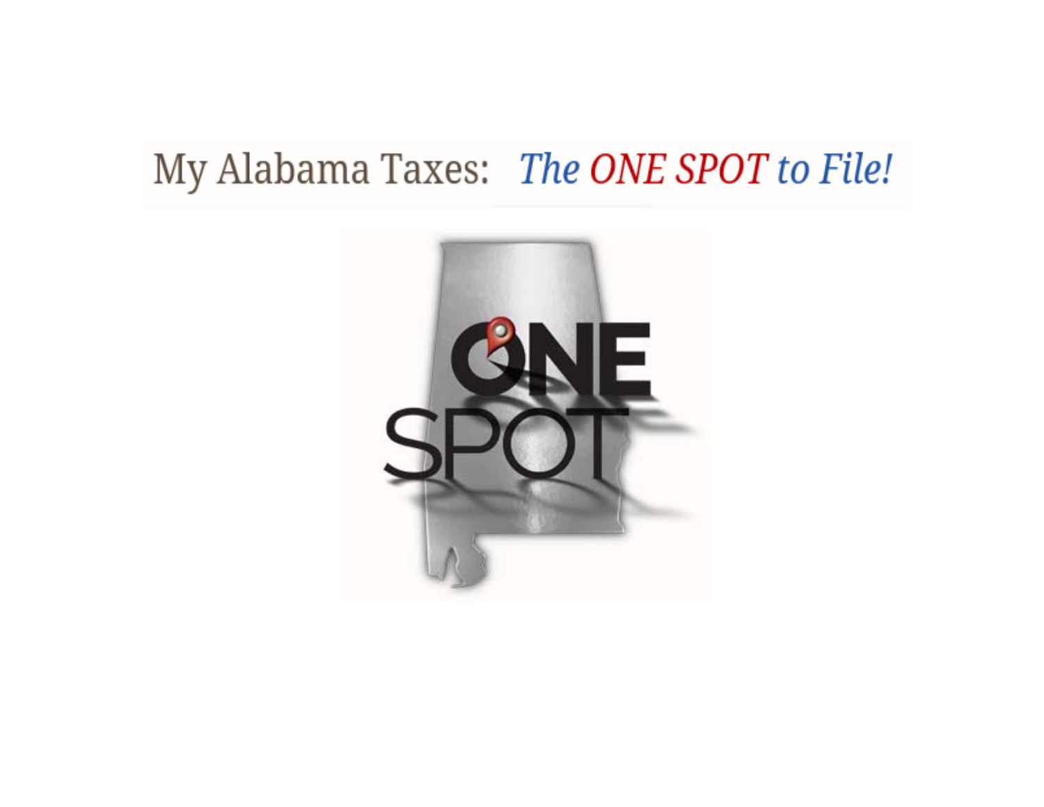# My Alabama Taxes: *The ONE SPOT to File!*

ONE SPOT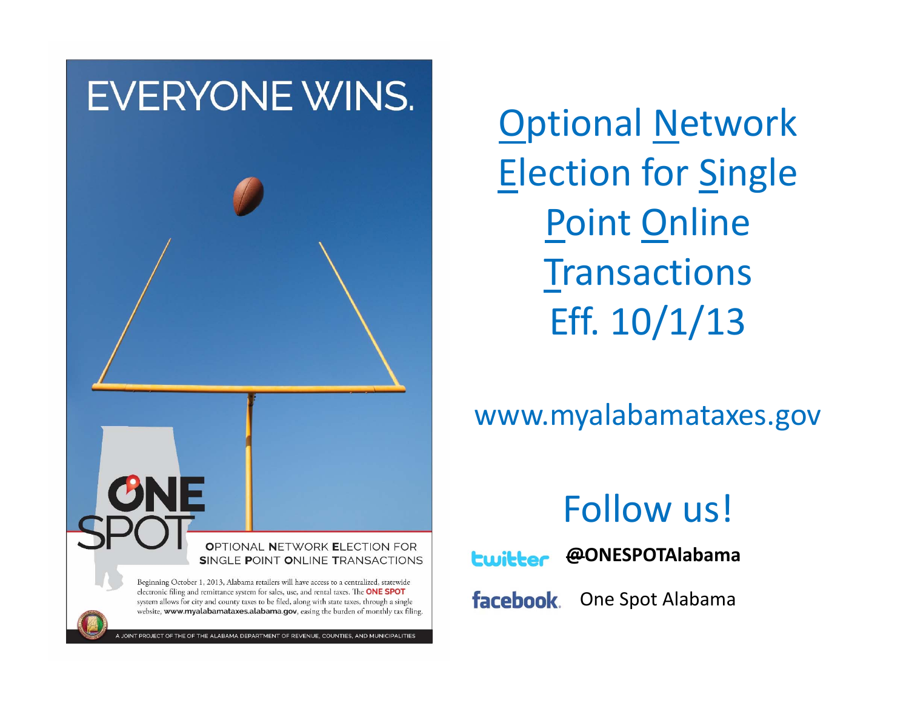EVERYONE WINS.

ONE SPOT

OPTIONAL NETWORK ELECTION FOR SINGLE POINT ONLINE TRANSACTIONS

Beginning October 1, 2013, Alabama retailers will have access to a centralized, statewide electronic filing and remittance system for sales, use, and rental taxes. The **ONE SPOT** system allows for city and county taxes to be filed, along with state taxes, through a single website, **www.myalabamataxes.alabama.gov**, easing the burden of monthly tax filing.

A JOINT PROJECT OF THE OF THE ALABAMA DEPARTMENT OF REVENUE, COUNTIES, AND MUNICIPALITIES

# Optional Network Election for Single Point Online Transactions Eff. 10/1/13

www.myalabamataxes.gov

## Follow us!

twitter **@ONESPOTAlabama**

facebook One Spot Alabama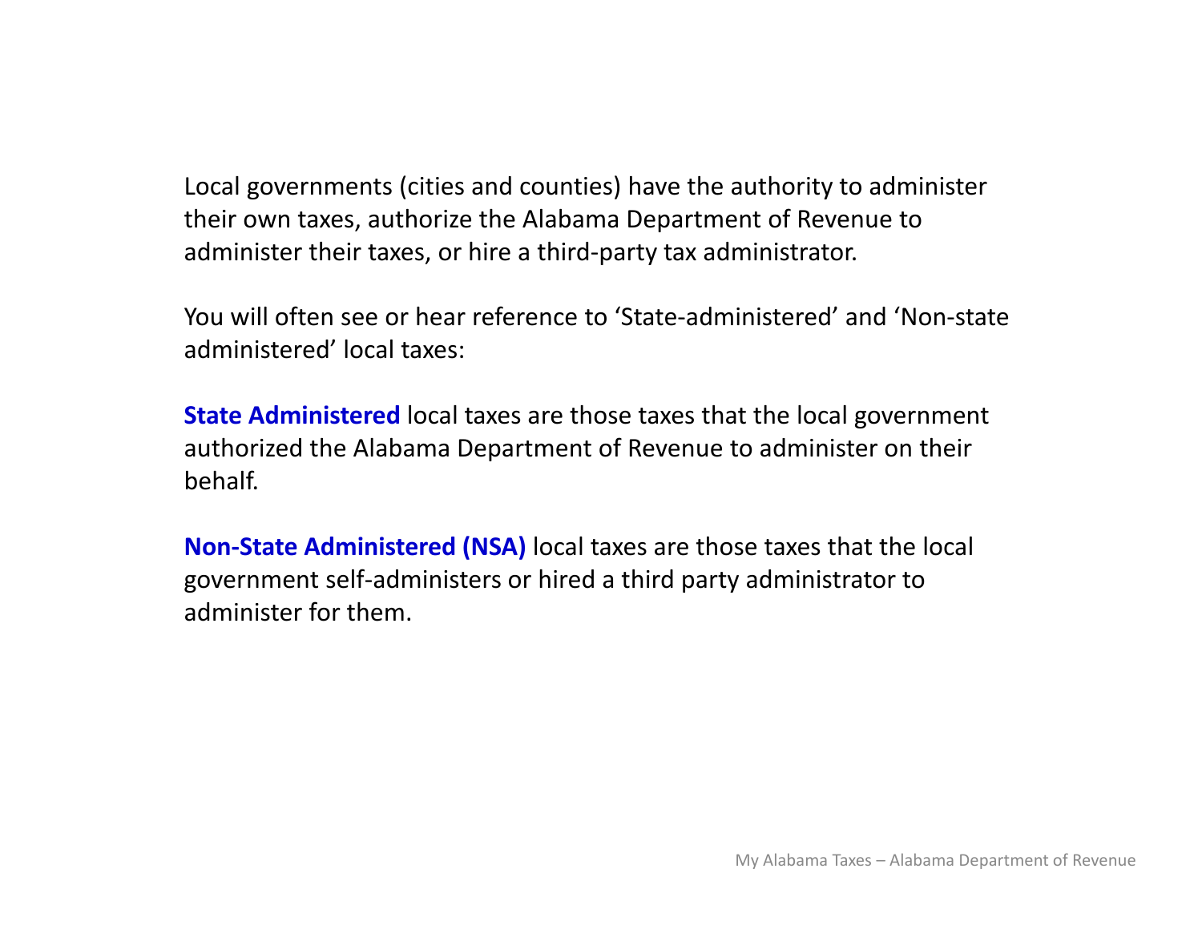Local governments (cities and counties) have the authority to administer their own taxes, authorize the Alabama Department of Revenue to administer their taxes, or hire a third-party tax administrator.

You will often see or hear reference to 'State-administered' and 'Non-state administered' local taxes:

**State Administered** local taxes are those taxes that the local government authorized the Alabama Department of Revenue to administer on their behalf.

**Non-State Administered (NSA)** local taxes are those taxes that the local government self-administers or hired a third party administrator to administer for them.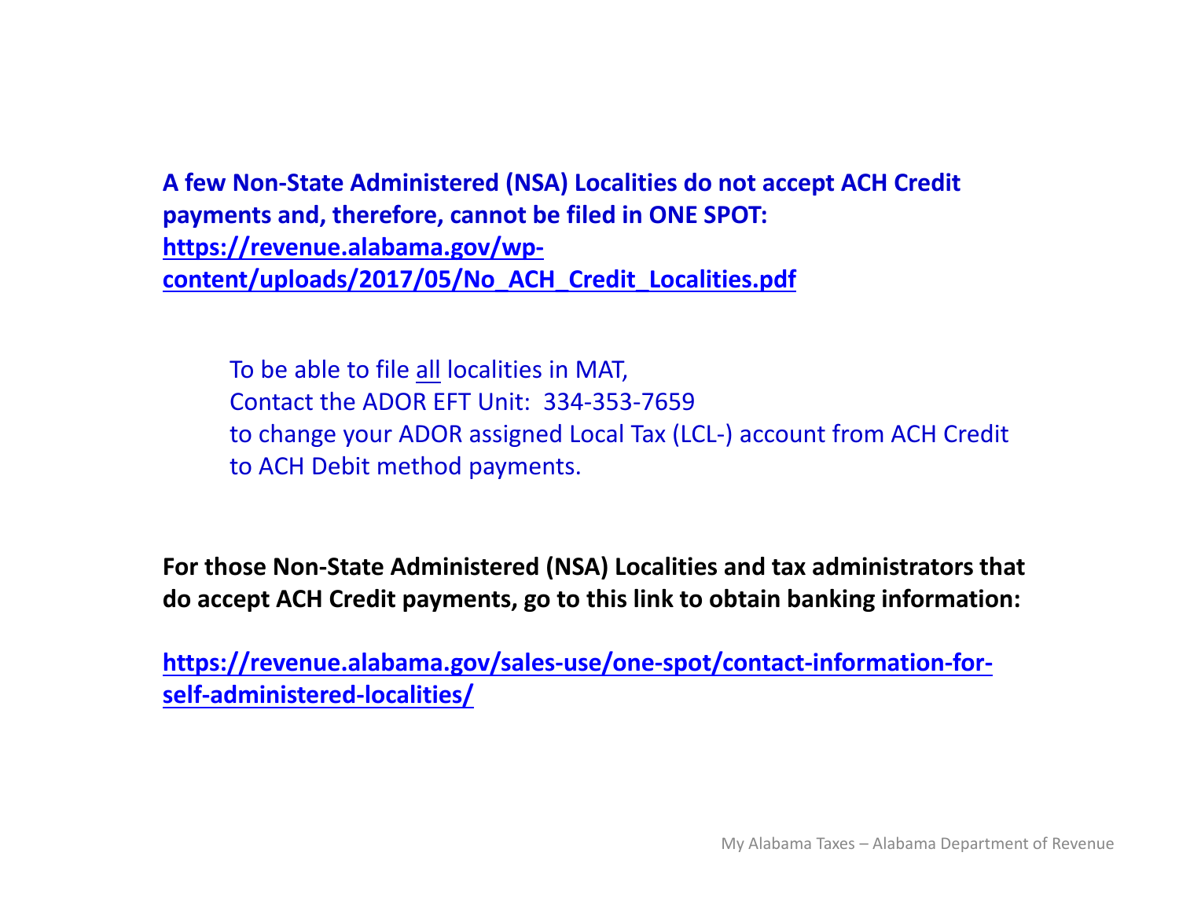**A few Non-State Administered (NSA) Localities do not accept ACH Credit payments and, therefore, cannot be filed in ONE SPOT:**
**https://revenue.alabama.gov/wp-content/uploads/2017/05/No_ACH_Credit_Localities.pdf**

> To be able to file <u>all</u> localities in MAT,
> Contact the ADOR EFT Unit: 334-353-7659
> to change your ADOR assigned Local Tax (LCL-) account from ACH Credit to ACH Debit method payments.

**For those Non-State Administered (NSA) Localities and tax administrators that do accept ACH Credit payments, go to this link to obtain banking information:**

**https://revenue.alabama.gov/sales-use/one-spot/contact-information-for-self-administered-localities/**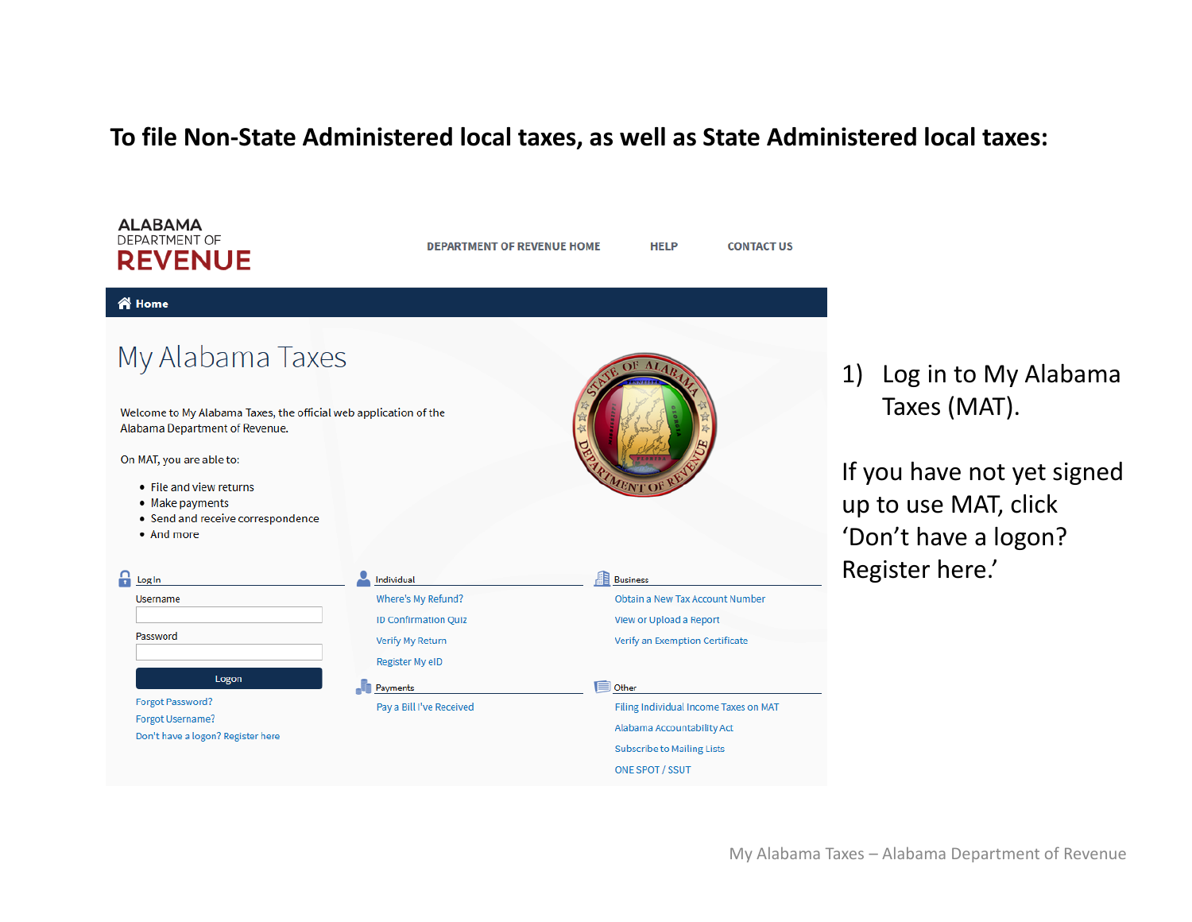**To file Non-State Administered local taxes, as well as State Administered local taxes:**

ALABAMA
DEPARTMENT OF
REVENUE

DEPARTMENT OF REVENUE HOME | HELP | CONTACT US

Home

# My Alabama Taxes

Welcome to My Alabama Taxes, the official web application of the Alabama Department of Revenue.

On MAT, you are able to:

- File and view returns
- Make payments
- Send and receive correspondence
- And more

**Log In**

Username

Password

Logon

Forgot Password?
Forgot Username?
Don't have a logon? Register here

**Individual**

Where's My Refund?
ID Confirmation Quiz
Verify My Return
Register My eID

**Payments**

Pay a Bill I've Received

**Business**

Obtain a New Tax Account Number
View or Upload a Report
Verify an Exemption Certificate

**Other**

Filing Individual Income Taxes on MAT
Alabama Accountability Act
Subscribe to Mailing Lists
ONE SPOT / SSUT

1) Log in to My Alabama Taxes (MAT).

If you have not yet signed up to use MAT, click 'Don't have a logon? Register here.'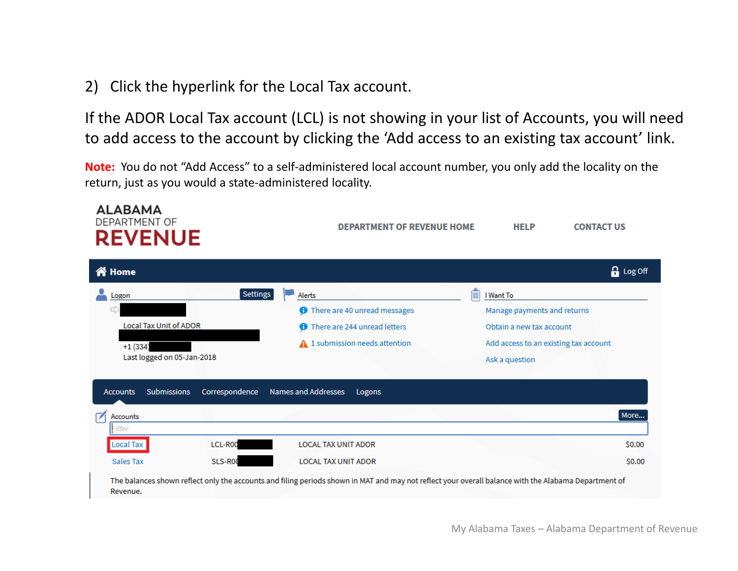2) Click the hyperlink for the Local Tax account.

If the ADOR Local Tax account (LCL) is not showing in your list of Accounts, you will need to add access to the account by clicking the 'Add access to an existing tax account' link.

**Note:** You do not "Add Access" to a self-administered local account number, you only add the locality on the return, just as you would a state-administered locality.

ALABAMA DEPARTMENT OF REVENUE

DEPARTMENT OF REVENUE HOME    HELP    CONTACT US

Home    Log Off

**Logon** Settings

Local Tax Unit of ADOR

+1 (334)

Last logged on 05-Jan-2018

**Alerts**

- There are 40 unread messages
- There are 244 unread letters
- 1 submission needs attention

**I Want To**

- Manage payments and returns
- Obtain a new tax account
- Add access to an existing tax account
- Ask a question

Accounts | Submissions | Correspondence | Names and Addresses | Logons

**Accounts** More...

Filter

| Account | Number | Name | Balance |
|---|---|---|---|
| Local Tax | LCL-R00 | LOCAL TAX UNIT ADOR | $0.00 |
| Sales Tax | SLS-R00 | LOCAL TAX UNIT ADOR | $0.00 |

The balances shown reflect only the accounts and filing periods shown in MAT and may not reflect your overall balance with the Alabama Department of Revenue.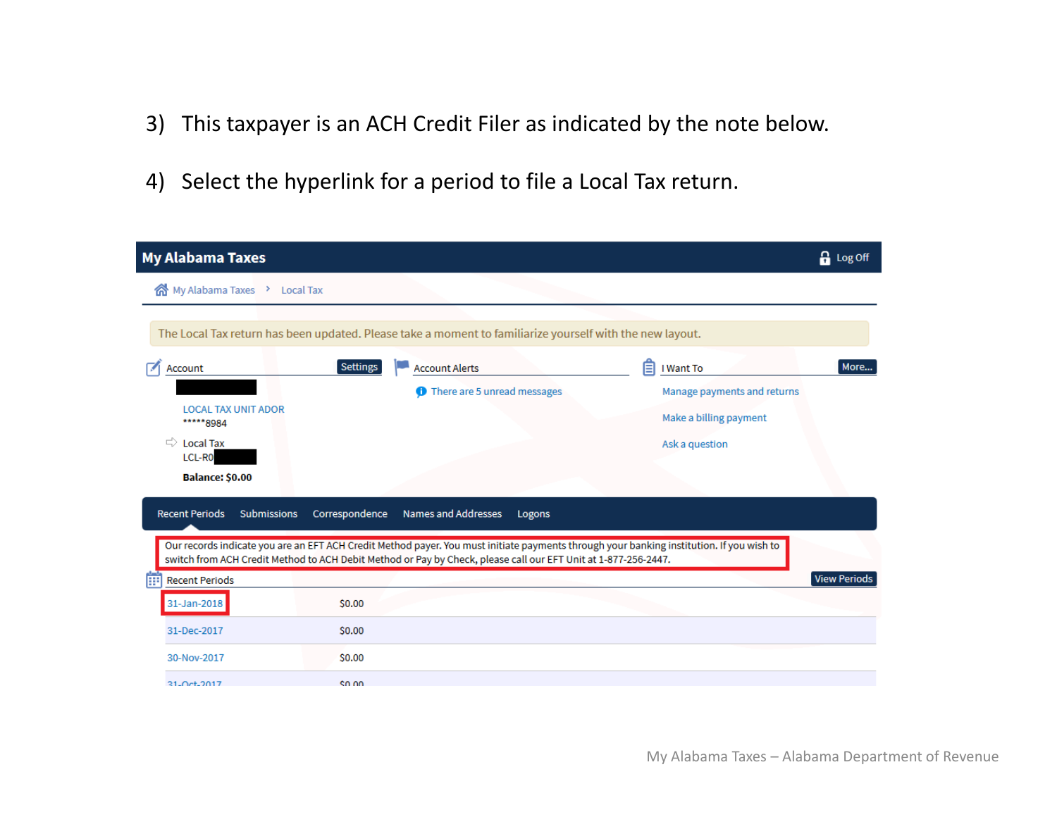3) This taxpayer is an ACH Credit Filer as indicated by the note below.

4) Select the hyperlink for a period to file a Local Tax return.

**My Alabama Taxes** Log Off

My Alabama Taxes › Local Tax

The Local Tax return has been updated. Please take a moment to familiarize yourself with the new layout.

**Account** Settings

LOCAL TAX UNIT ADOR
*****8984

Local Tax
LCL-R0

**Balance: $0.00**

**Account Alerts**

There are 5 unread messages

**I Want To** More...

Manage payments and returns

Make a billing payment

Ask a question

Recent Periods | Submissions | Correspondence | Names and Addresses | Logons

Our records indicate you are an EFT ACH Credit Method payer. You must initiate payments through your banking institution. If you wish to switch from ACH Credit Method to ACH Debit Method or Pay by Check, please call our EFT Unit at 1-877-256-2447.

Recent Periods — View Periods

| Period | Amount |
|---|---|
| 31-Jan-2018 | $0.00 |
| 31-Dec-2017 | $0.00 |
| 30-Nov-2017 | $0.00 |
| 31-Oct-2017 | $0.00 |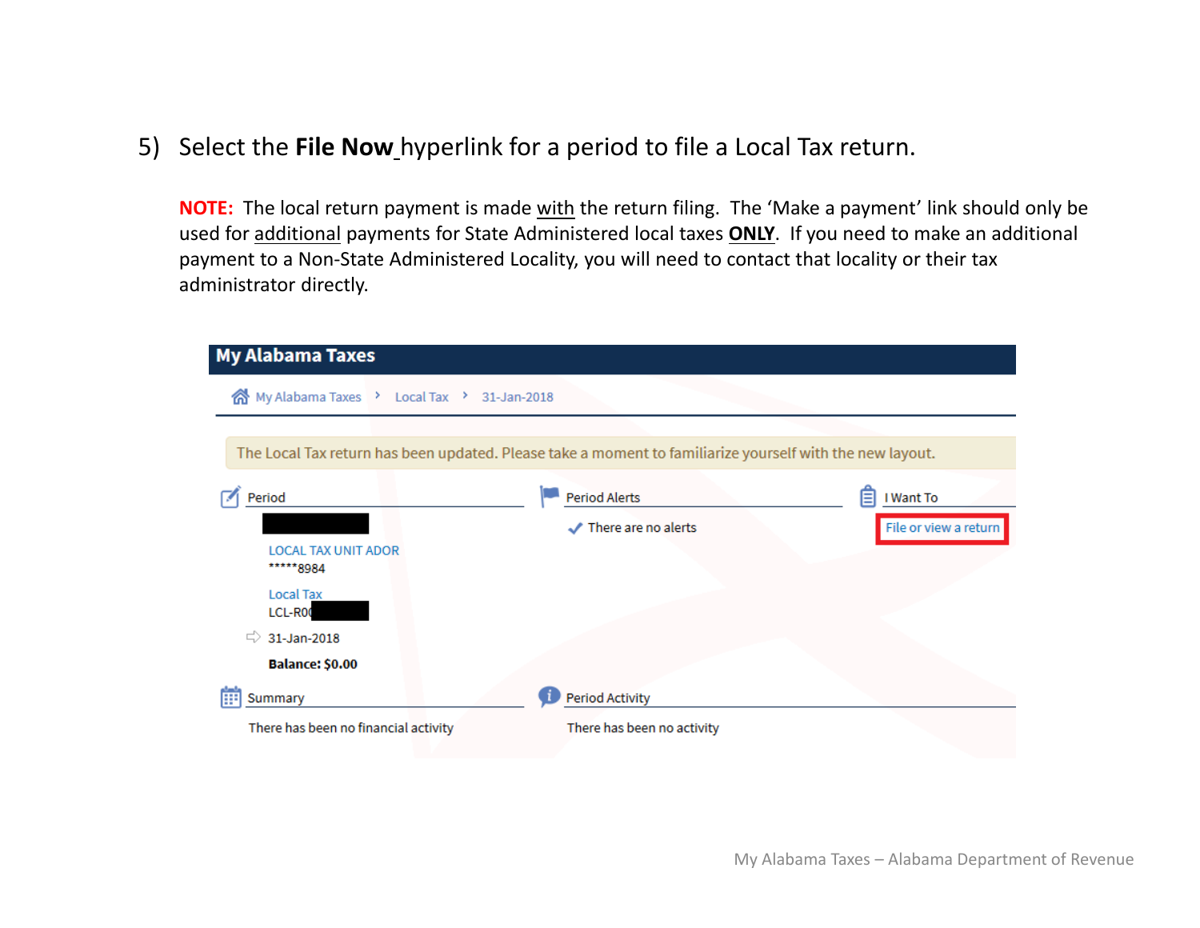5) Select the **File Now** hyperlink for a period to file a Local Tax return.

**NOTE:** The local return payment is made with the return filing. The 'Make a payment' link should only be used for additional payments for State Administered local taxes **ONLY**. If you need to make an additional payment to a Non-State Administered Locality, you will need to contact that locality or their tax administrator directly.

**My Alabama Taxes**

My Alabama Taxes › Local Tax › 31-Jan-2018

The Local Tax return has been updated. Please take a moment to familiarize yourself with the new layout.

**Period**

LOCAL TAX UNIT ADOR
*****8984

Local Tax
LCL-R0

31-Jan-2018

**Balance: $0.00**

**Period Alerts**

There are no alerts

**I Want To**

File or view a return

**Summary**

There has been no financial activity

**Period Activity**

There has been no activity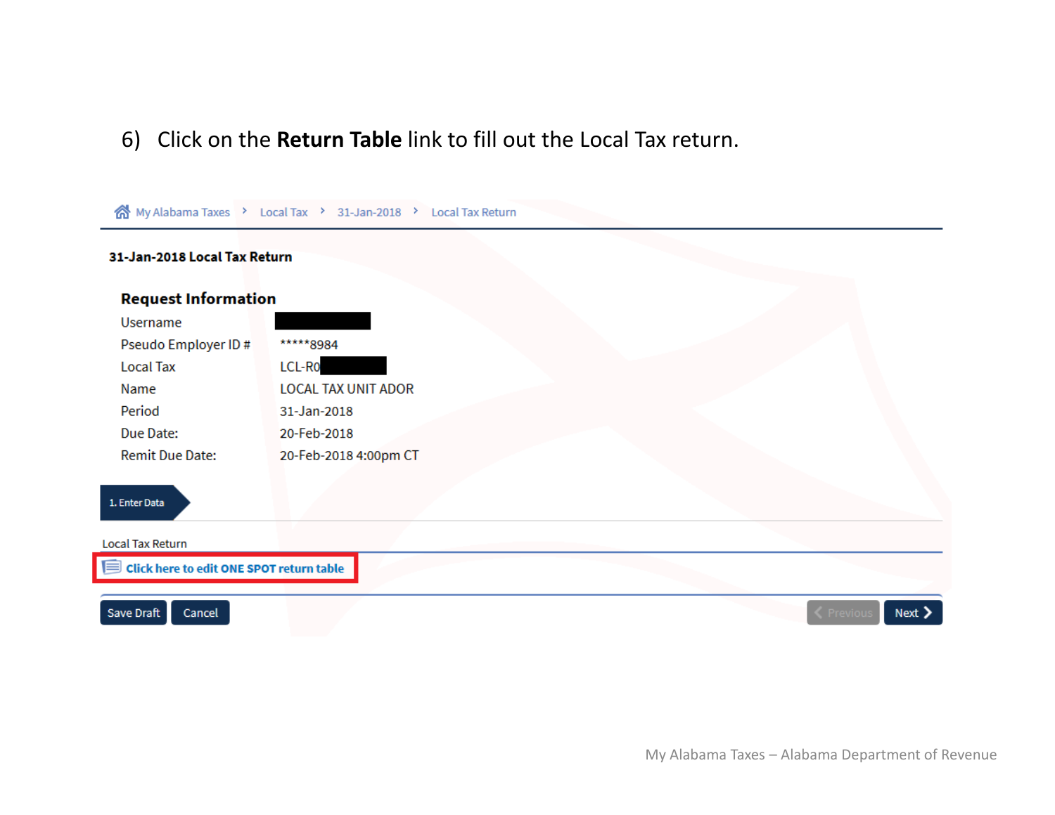6) Click on the **Return Table** link to fill out the Local Tax return.

My Alabama Taxes > Local Tax > 31-Jan-2018 > Local Tax Return

**31-Jan-2018 Local Tax Return**

**Request Information**

| | |
|---|---|
| Username | |
| Pseudo Employer ID # | *****8984 |
| Local Tax | LCL-R0 |
| Name | LOCAL TAX UNIT ADOR |
| Period | 31-Jan-2018 |
| Due Date: | 20-Feb-2018 |
| Remit Due Date: | 20-Feb-2018 4:00pm CT |

1. Enter Data

Local Tax Return

**Click here to edit ONE SPOT return table**

Save Draft | Cancel | Previous | Next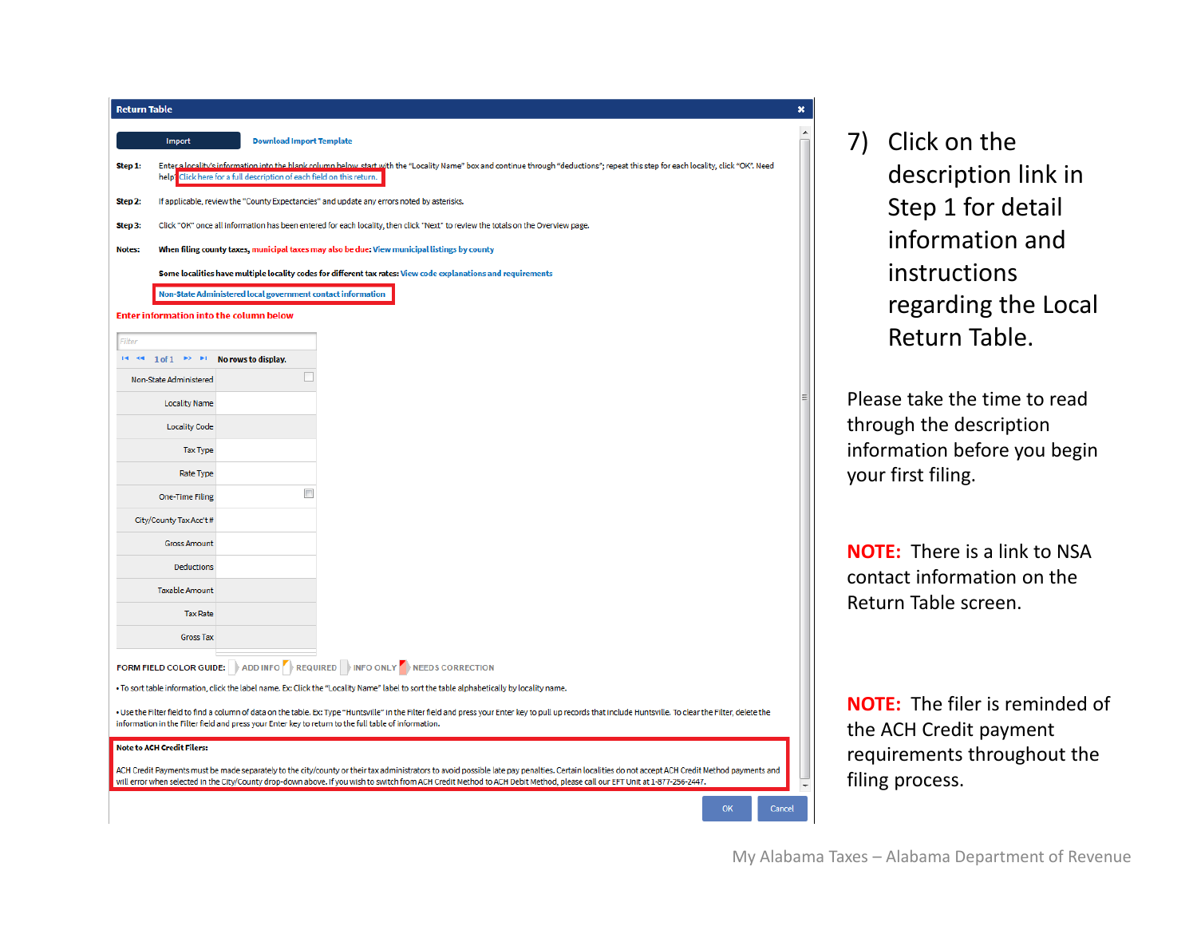**Return Table**

Import | Download Import Template

**Step 1:** Enter a locality's information into the blank column below, start with the "Locality Name" box and continue through "deductions"; repeat this step for each locality, click "OK". Need help? Click here for a full description of each field on this return.

**Step 2:** If applicable, review the "County Expectancies" and update any errors noted by asterisks.

**Step 3:** Click "OK" once all information has been entered for each locality, then click "Next" to review the totals on the Overview page.

**Notes:** When filing county taxes, municipal taxes may also be due: View municipal listings by county

Some localities have multiple locality codes for different tax rates: View code explanations and requirements

Non-State Administered local government contact information

**Enter information into the column below**

Filter

1 of 1 — No rows to display.

| Field | |
|---|---|
| Non-State Administered | ☐ |
| Locality Name | |
| Locality Code | |
| Tax Type | |
| Rate Type | |
| One-Time Filing | ☐ |
| City/County Tax Acc't # | |
| Gross Amount | |
| Deductions | |
| Taxable Amount | |
| Tax Rate | |
| Gross Tax | |

FORM FIELD COLOR GUIDE: ADD INFO | REQUIRED | INFO ONLY | NEEDS CORRECTION

- To sort table information, click the label name. Ex: Click the "Locality Name" label to sort the table alphabetically by locality name.
- Use the Filter field to find a column of data on the table. Ex: Type "Huntsville" in the Filter field and press your Enter key to pull up records that include Huntsville. To clear the Filter, delete the information in the Filter field and press your Enter key to return to the full table of information.

**Note to ACH Credit Filers:**

ACH Credit Payments must be made separately to the city/county or their tax administrators to avoid possible late pay penalties. Certain localities do not accept ACH Credit Method payments and will error when selected in the City/County drop-down above. If you wish to switch from ACH Credit Method to ACH Debit Method, please call our EFT Unit at 1-877-256-2447.

OK | Cancel

7) Click on the description link in Step 1 for detail information and instructions regarding the Local Return Table.

Please take the time to read through the description information before you begin your first filing.

**NOTE:** There is a link to NSA contact information on the Return Table screen.

**NOTE:** The filer is reminded of the ACH Credit payment requirements throughout the filing process.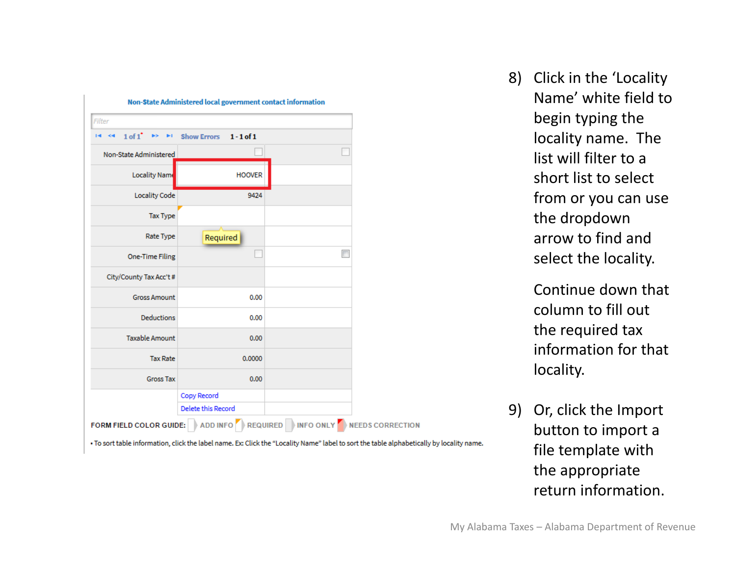**Non-State Administered local government contact information**

Filter

1 of 1 · Show Errors · 1 - 1 of 1

| | | |
|---|---|---|
| Non-State Administered | ☐ | ☐ |
| Locality Name | HOOVER | |
| Locality Code | 9424 | |
| Tax Type | | |
| Rate Type | Required | |
| One-Time Filing | ☐ | ☐ |
| City/County Tax Acc't # | | |
| Gross Amount | 0.00 | |
| Deductions | 0.00 | |
| Taxable Amount | 0.00 | |
| Tax Rate | 0.0000 | |
| Gross Tax | 0.00 | |
| | Copy Record | |
| | Delete this Record | |

FORM FIELD COLOR GUIDE: ADD INFO · REQUIRED · INFO ONLY · NEEDS CORRECTION

• To sort table information, click the label name. Ex: Click the "Locality Name" label to sort the table alphabetically by locality name.

8) Click in the 'Locality Name' white field to begin typing the locality name. The list will filter to a short list to select from or you can use the dropdown arrow to find and select the locality.

   Continue down that column to fill out the required tax information for that locality.

9) Or, click the Import button to import a file template with the appropriate return information.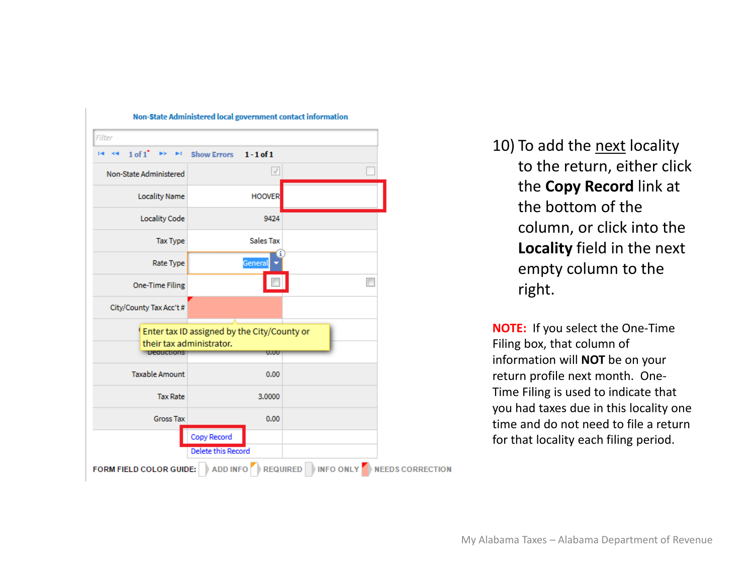**Non-State Administered local government contact information**

| Filter | | |
|---|---|---|
| 1 of 1 | Show Errors | 1 - 1 of 1 |
| Non-State Administered | ☑ | ☐ |
| Locality Name | HOOVER | |
| Locality Code | 9424 | |
| Tax Type | Sales Tax | |
| Rate Type | General | |
| One-Time Filing | ☐ | ☐ |
| City/County Tax Acc't # | | |
| Deductions | 0.00 | |
| Taxable Amount | 0.00 | |
| Tax Rate | 3.0000 | |
| Gross Tax | 0.00 | |
| | Copy Record | |
| | Delete this Record | |

Enter tax ID assigned by the City/County or their tax administrator.

FORM FIELD COLOR GUIDE: ADD INFO | REQUIRED | INFO ONLY | NEEDS CORRECTION

10) To add the next locality to the return, either click the **Copy Record** link at the bottom of the column, or click into the **Locality** field in the next empty column to the right.

**NOTE:** If you select the One-Time Filing box, that column of information will **NOT** be on your return profile next month. One-Time Filing is used to indicate that you had taxes due in this locality one time and do not need to file a return for that locality each filing period.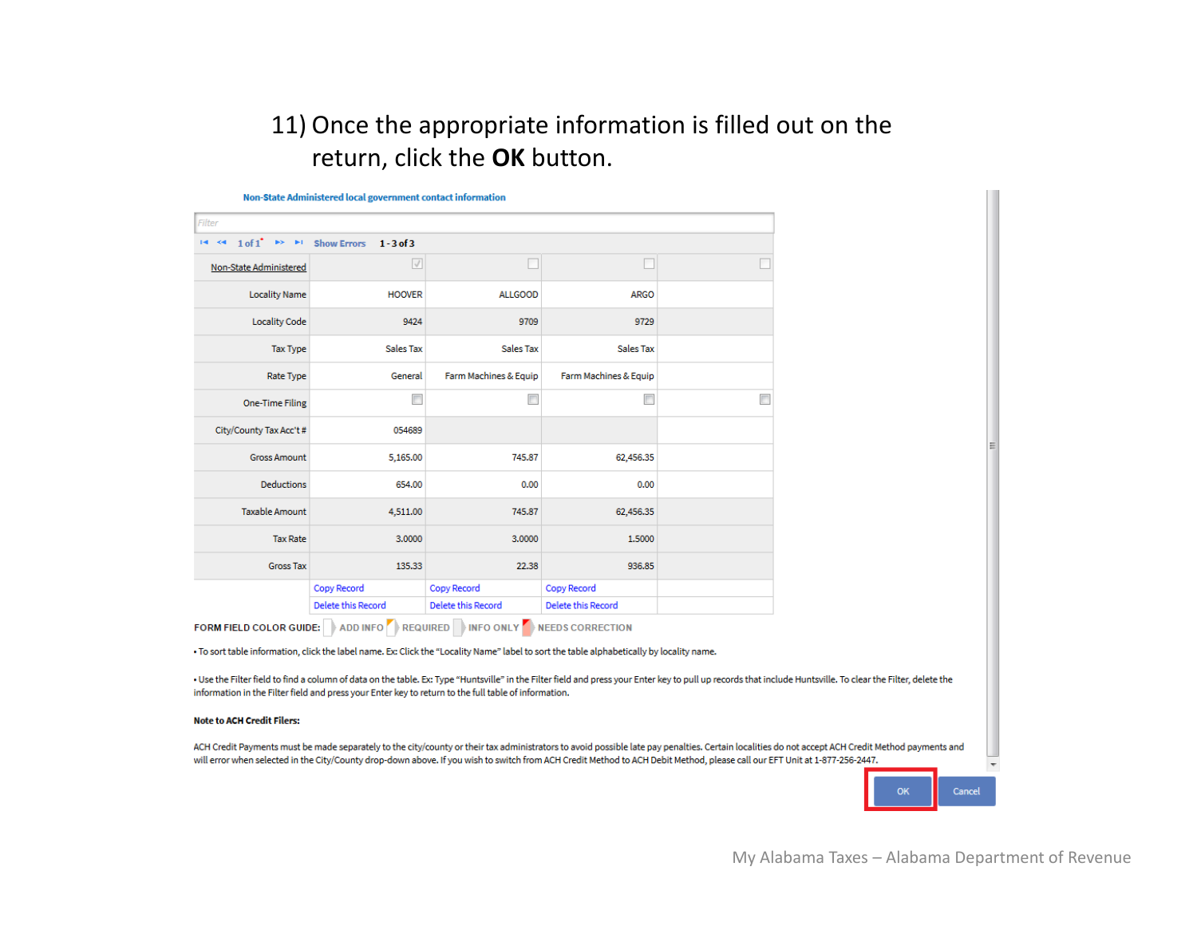11) Once the appropriate information is filled out on the return, click the **OK** button.

Non-State Administered local government contact information

Filter

1 of 1 Show Errors 1 - 3 of 3

| Non-State Administered | ☑ | ☐ | ☐ | ☐ |
|---|---|---|---|---|
| Locality Name | HOOVER | ALLGOOD | ARGO | |
| Locality Code | 9424 | 9709 | 9729 | |
| Tax Type | Sales Tax | Sales Tax | Sales Tax | |
| Rate Type | General | Farm Machines & Equip | Farm Machines & Equip | |
| One-Time Filing | ☐ | ☐ | ☐ | ☐ |
| City/County Tax Acc't # | 054689 | | | |
| Gross Amount | 5,165.00 | 745.87 | 62,456.35 | |
| Deductions | 654.00 | 0.00 | 0.00 | |
| Taxable Amount | 4,511.00 | 745.87 | 62,456.35 | |
| Tax Rate | 3.0000 | 3.0000 | 1.5000 | |
| Gross Tax | 135.33 | 22.38 | 936.85 | |
| | Copy Record | Copy Record | Copy Record | |
| | Delete this Record | Delete this Record | Delete this Record | |

FORM FIELD COLOR GUIDE: ADD INFO REQUIRED INFO ONLY NEEDS CORRECTION

• To sort table information, click the label name. Ex: Click the "Locality Name" label to sort the table alphabetically by locality name.

• Use the Filter field to find a column of data on the table. Ex: Type "Huntsville" in the Filter field and press your Enter key to pull up records that include Huntsville. To clear the Filter, delete the information in the Filter field and press your Enter key to return to the full table of information.

**Note to ACH Credit Filers:**

ACH Credit Payments must be made separately to the city/county or their tax administrators to avoid possible late pay penalties. Certain localities do not accept ACH Credit Method payments and will error when selected in the City/County drop-down above. If you wish to switch from ACH Credit Method to ACH Debit Method, please call our EFT Unit at 1-877-256-2447.

OK Cancel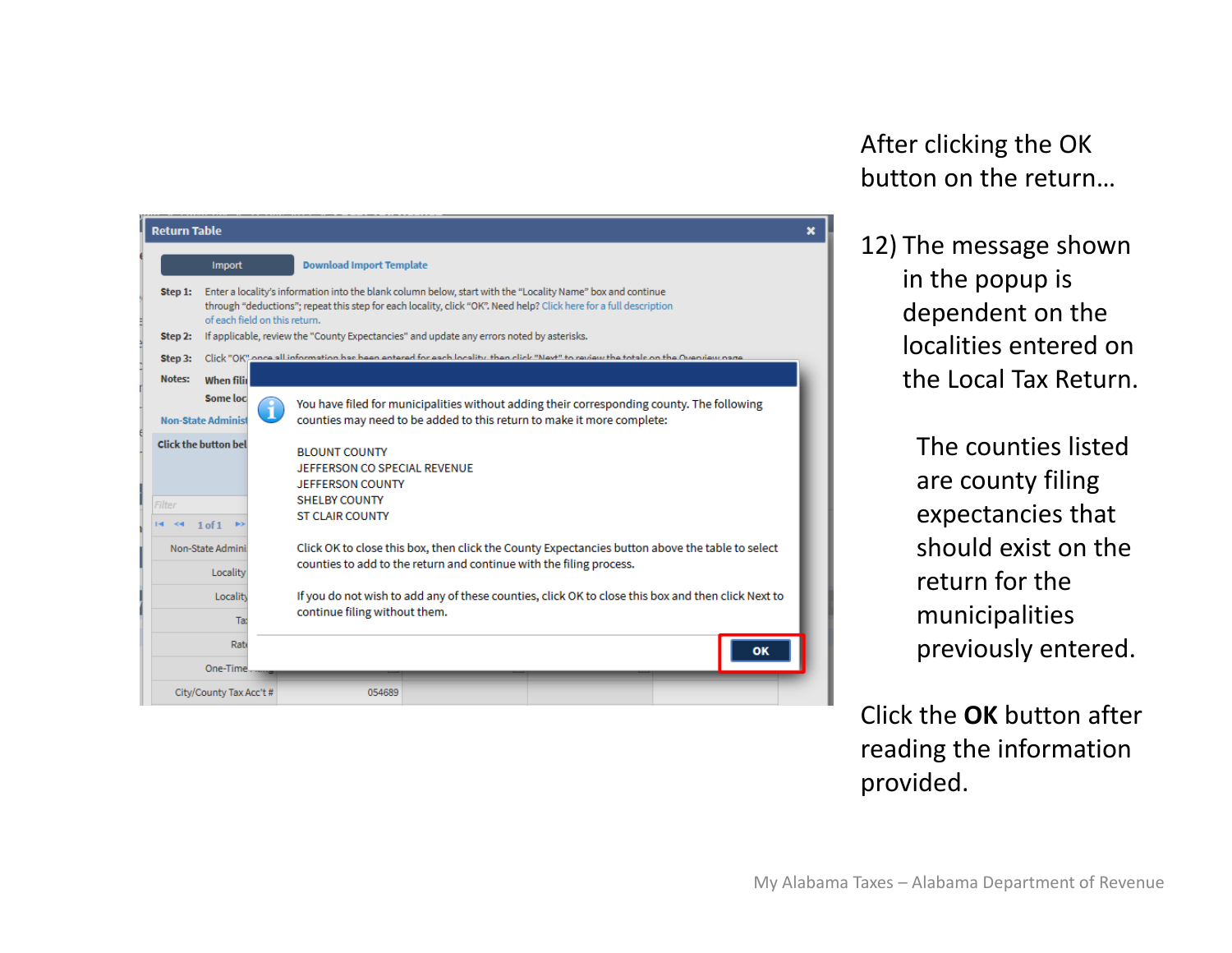After clicking the OK button on the return…

12) The message shown in the popup is dependent on the localities entered on the Local Tax Return.

The counties listed are county filing expectancies that should exist on the return for the municipalities previously entered.

Click the **OK** button after reading the information provided.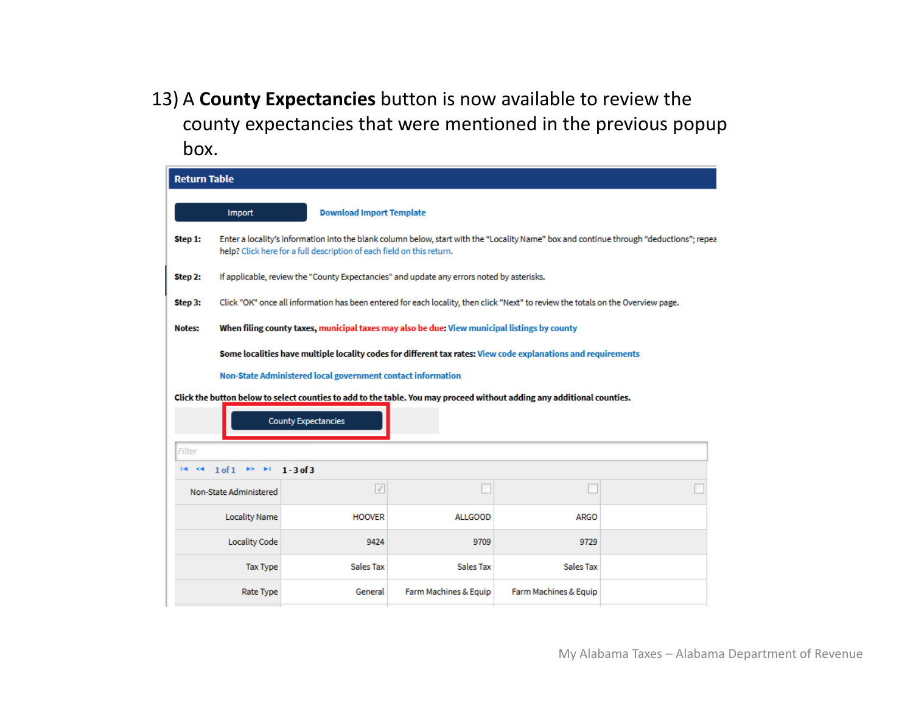13) A **County Expectancies** button is now available to review the county expectancies that were mentioned in the previous popup box.

**Return Table**

Import | Download Import Template

**Step 1:** Enter a locality's information into the blank column below, start with the "Locality Name" box and continue through "deductions"; repea help? Click here for a full description of each field on this return.

**Step 2:** If applicable, review the "County Expectancies" and update any errors noted by asterisks.

**Step 3:** Click "OK" once all information has been entered for each locality, then click "Next" to review the totals on the Overview page.

**Notes:** **When filing county taxes, municipal taxes may also be due: View municipal listings by county**

**Some localities have multiple locality codes for different tax rates: View code explanations and requirements**

**Non-State Administered local government contact information**

**Click the button below to select counties to add to the table. You may proceed without adding any additional counties.**

County Expectancies

Filter

1 of 1 &nbsp; 1 - 3 of 3

| Non-State Administered | ☑ | ☐ | ☐ | ☐ |
|---|---|---|---|---|
| Locality Name | HOOVER | ALLGOOD | ARGO | |
| Locality Code | 9424 | 9709 | 9729 | |
| Tax Type | Sales Tax | Sales Tax | Sales Tax | |
| Rate Type | General | Farm Machines & Equip | Farm Machines & Equip | |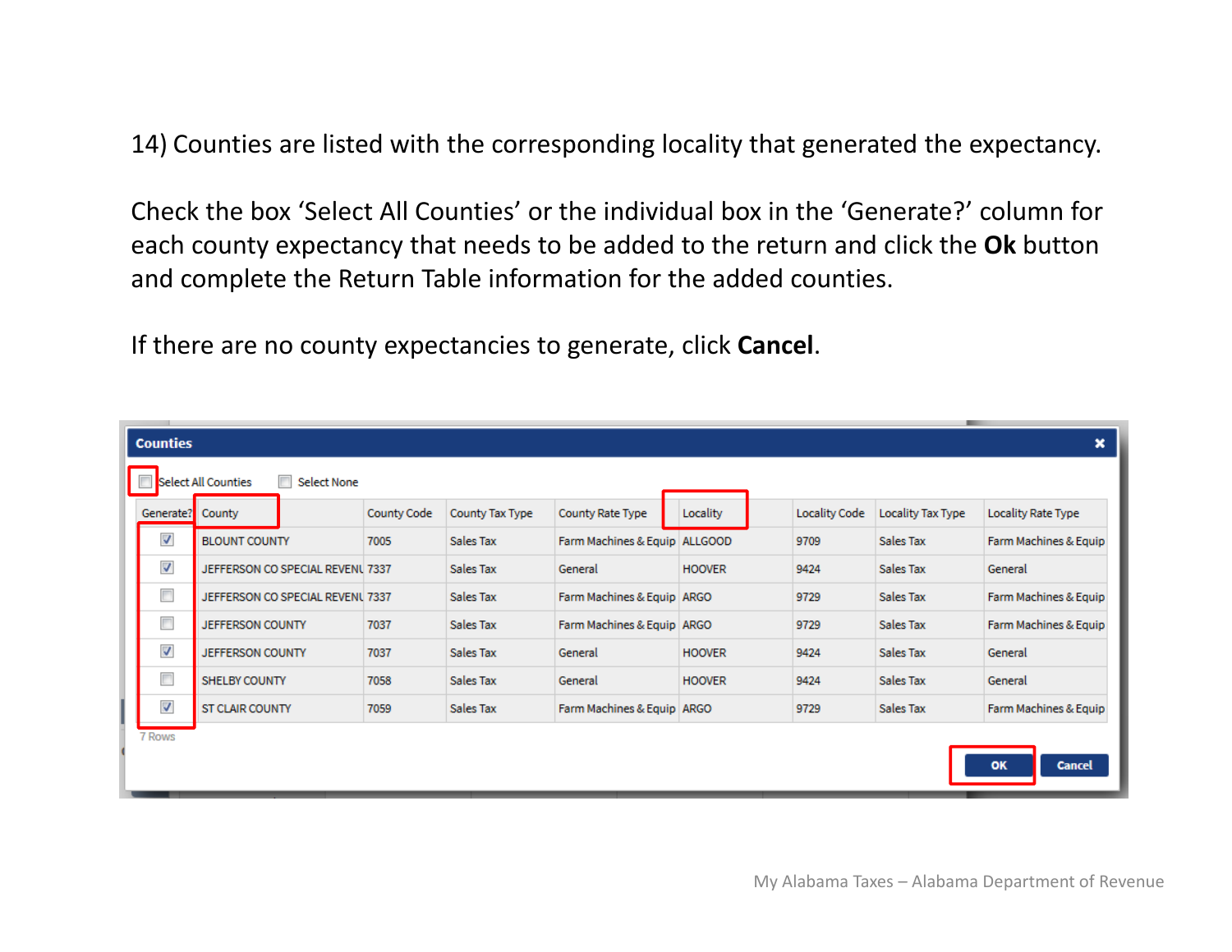14) Counties are listed with the corresponding locality that generated the expectancy.

Check the box ‘Select All Counties’ or the individual box in the ‘Generate?’ column for each county expectancy that needs to be added to the return and click the **Ok** button and complete the Return Table information for the added counties.

If there are no county expectancies to generate, click **Cancel**.

**Counties**

☐ Select All Counties ☐ Select None

| Generate? | County | County Code | County Tax Type | County Rate Type | Locality | Locality Code | Locality Tax Type | Locality Rate Type |
|---|---|---|---|---|---|---|---|---|
| ☑ | BLOUNT COUNTY | 7005 | Sales Tax | Farm Machines & Equip | ALLGOOD | 9709 | Sales Tax | Farm Machines & Equip |
| ☑ | JEFFERSON CO SPECIAL REVENU | 7337 | Sales Tax | General | HOOVER | 9424 | Sales Tax | General |
| ☐ | JEFFERSON CO SPECIAL REVENU | 7337 | Sales Tax | Farm Machines & Equip | ARGO | 9729 | Sales Tax | Farm Machines & Equip |
| ☐ | JEFFERSON COUNTY | 7037 | Sales Tax | Farm Machines & Equip | ARGO | 9729 | Sales Tax | Farm Machines & Equip |
| ☑ | JEFFERSON COUNTY | 7037 | Sales Tax | General | HOOVER | 9424 | Sales Tax | General |
| ☐ | SHELBY COUNTY | 7058 | Sales Tax | General | HOOVER | 9424 | Sales Tax | General |
| ☑ | ST CLAIR COUNTY | 7059 | Sales Tax | Farm Machines & Equip | ARGO | 9729 | Sales Tax | Farm Machines & Equip |

7 Rows

OK Cancel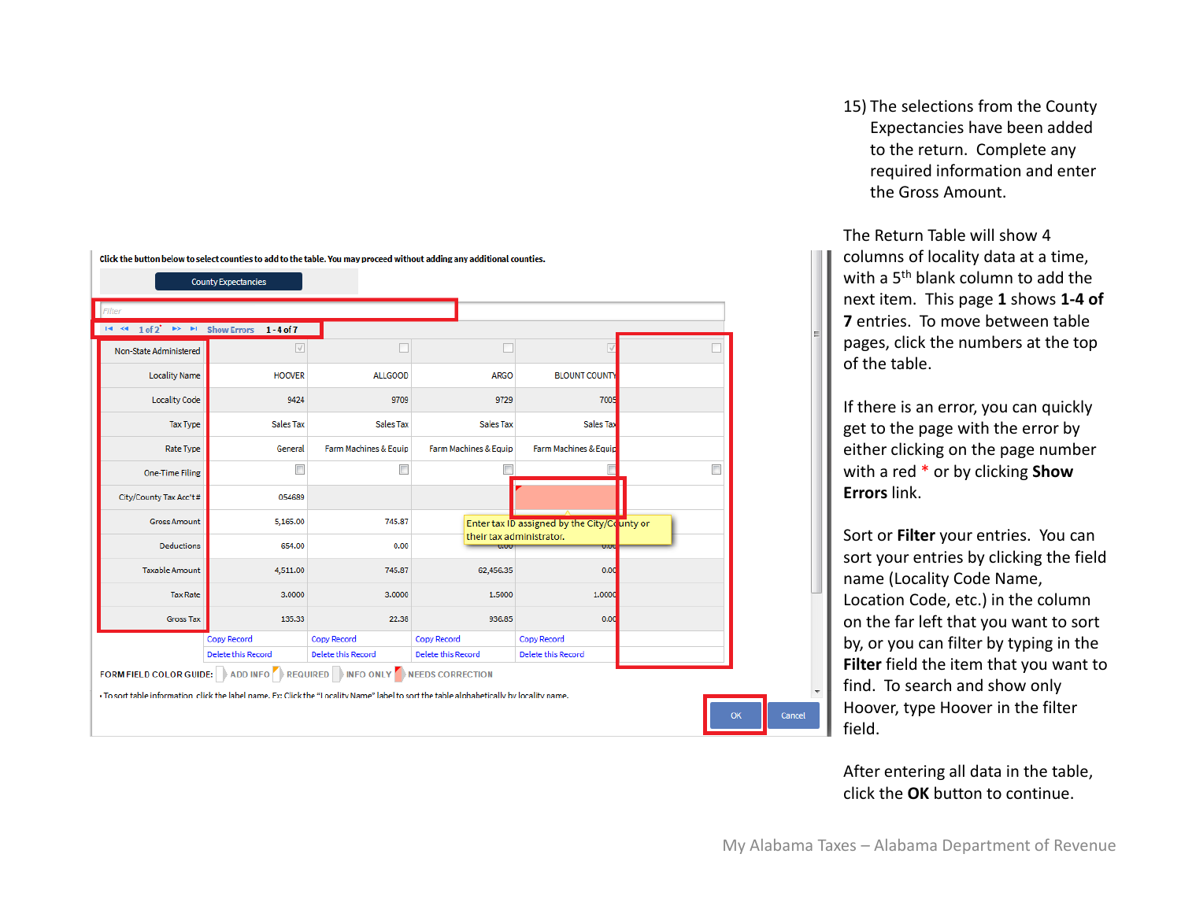Click the button below to select counties to add to the table. You may proceed without adding any additional counties.

County Expectancies

Filter

1 of 2 Show Errors 1 - 4 of 7

| | | | | | |
|---|---|---|---|---|---|
| Non-State Administered | ☑ | ☐ | ☐ | ☑ | ☐ |
| Locality Name | HOOVER | ALLGOOD | ARGO | BLOUNT COUNTY | |
| Locality Code | 9424 | 9709 | 9729 | 7005 | |
| Tax Type | Sales Tax | Sales Tax | Sales Tax | Sales Tax | |
| Rate Type | General | Farm Machines & Equip | Farm Machines & Equip | Farm Machines & Equip | |
| One-Time Filing | ☐ | ☐ | ☐ | ☐ | ☐ |
| City/County Tax Acc't # | 054689 | | | | |
| Gross Amount | 5,165.00 | 745.87 | | | |
| Deductions | 654.00 | 0.00 | 0.00 | 0.00 | |
| Taxable Amount | 4,511.00 | 745.87 | 62,456.35 | 0.00 | |
| Tax Rate | 3.0000 | 3.0000 | 1.5000 | 1.0000 | |
| Gross Tax | 135.33 | 22.38 | 936.85 | 0.00 | |
| | Copy Record | Copy Record | Copy Record | Copy Record | |
| | Delete this Record | Delete this Record | Delete this Record | Delete this Record | |

Enter tax ID assigned by the City/County or their tax administrator.

FORM FIELD COLOR GUIDE: ADD INFO REQUIRED INFO ONLY NEEDS CORRECTION

• To sort table information, click the label name. Ex: Click the "Locality Name" label to sort the table alphabetically by locality name.

OK Cancel

15) The selections from the County Expectancies have been added to the return. Complete any required information and enter the Gross Amount.

The Return Table will show 4 columns of locality data at a time, with a 5th blank column to add the next item. This page **1** shows **1-4 of 7** entries. To move between table pages, click the numbers at the top of the table.

If there is an error, you can quickly get to the page with the error by either clicking on the page number with a red * or by clicking **Show Errors** link.

Sort or **Filter** your entries. You can sort your entries by clicking the field name (Locality Code Name, Location Code, etc.) in the column on the far left that you want to sort by, or you can filter by typing in the **Filter** field the item that you want to find. To search and show only Hoover, type Hoover in the filter field.

After entering all data in the table, click the **OK** button to continue.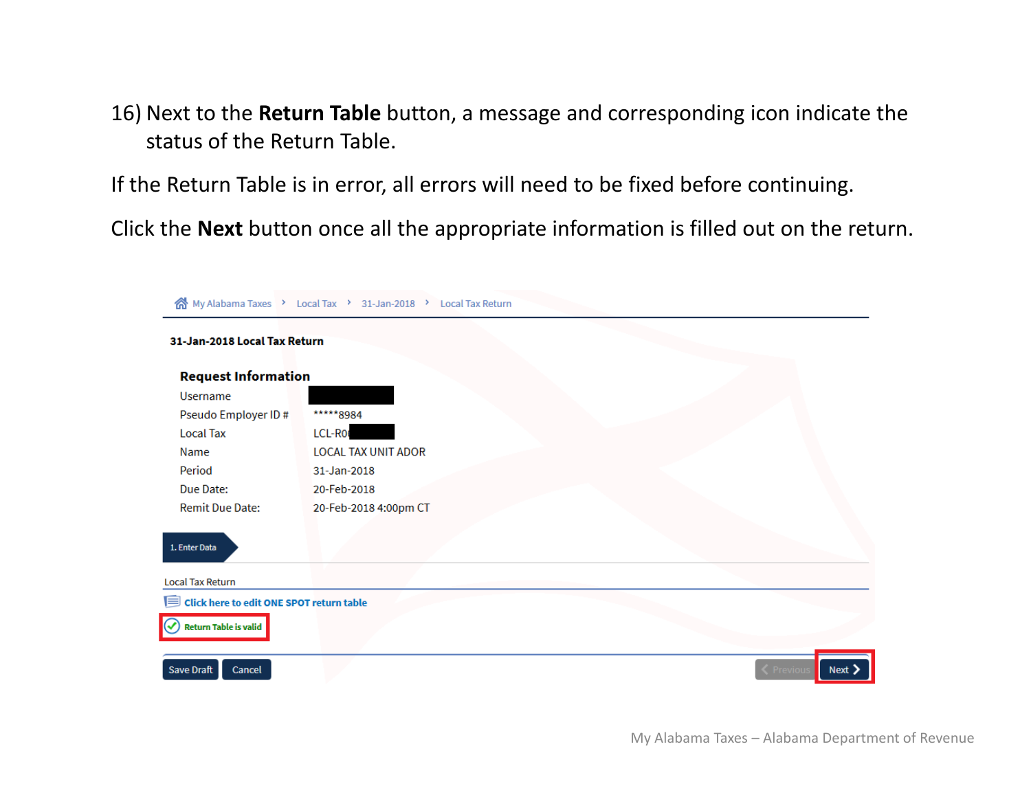16) Next to the **Return Table** button, a message and corresponding icon indicate the status of the Return Table.

If the Return Table is in error, all errors will need to be fixed before continuing.

Click the **Next** button once all the appropriate information is filled out on the return.

My Alabama Taxes › Local Tax › 31-Jan-2018 › Local Tax Return

**31-Jan-2018 Local Tax Return**

**Request Information**

| | |
|---|---|
| Username | |
| Pseudo Employer ID # | *****8984 |
| Local Tax | LCL-R0 |
| Name | LOCAL TAX UNIT ADOR |
| Period | 31-Jan-2018 |
| Due Date: | 20-Feb-2018 |
| Remit Due Date: | 20-Feb-2018 4:00pm CT |

1. Enter Data

Local Tax Return

Click here to edit ONE SPOT return table

Return Table is valid

Save Draft | Cancel | Previous | Next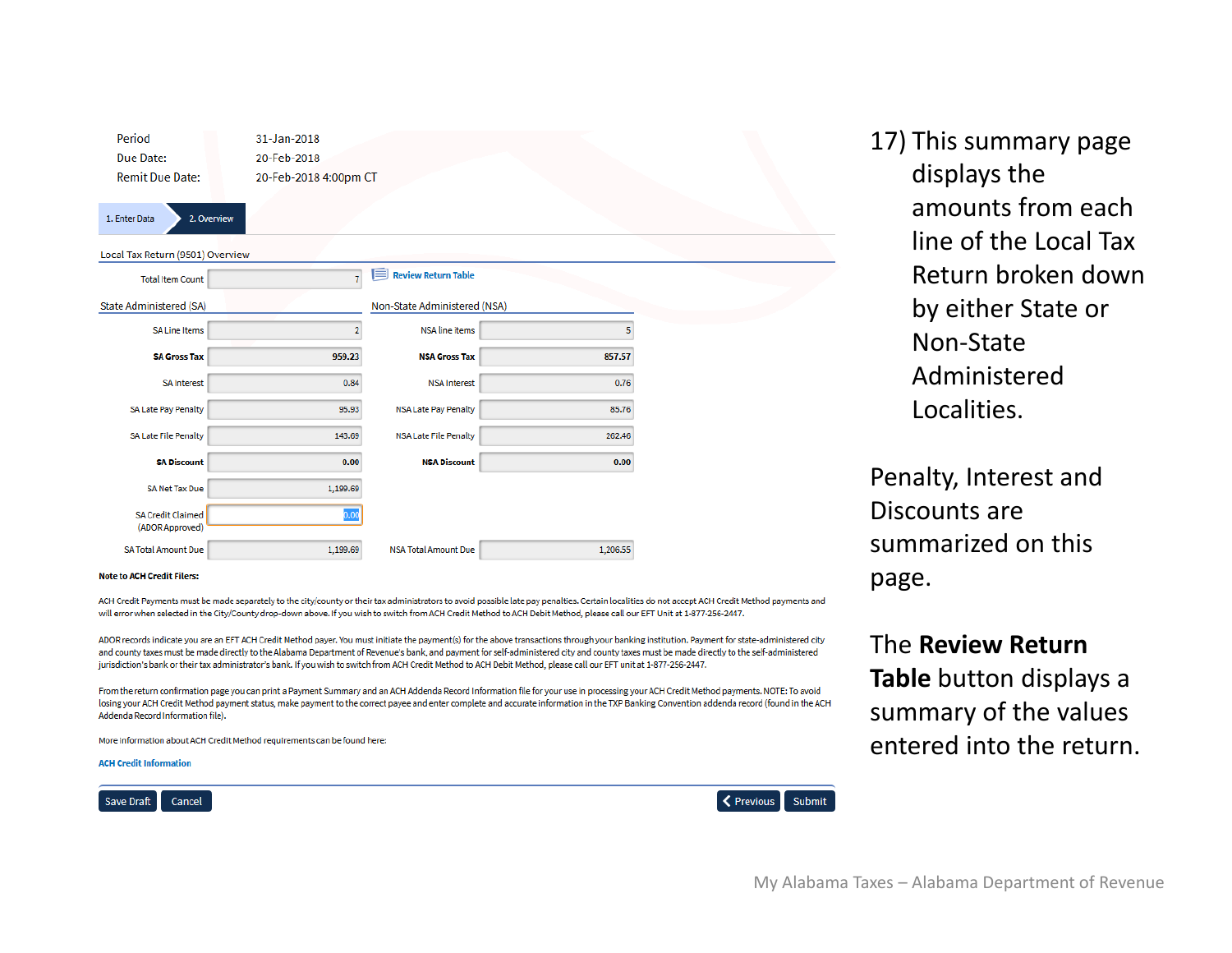| | |
|---|---|
| Period | 31-Jan-2018 |
| Due Date: | 20-Feb-2018 |
| Remit Due Date: | 20-Feb-2018 4:00pm CT |

1. Enter Data | 2. Overview

Local Tax Return (9501) Overview

Total Item Count: 7 — Review Return Table

| State Administered (SA) | | Non-State Administered (NSA) | |
|---|---|---|---|
| SA Line Items | 2 | NSA line items | 5 |
| **SA Gross Tax** | 959.23 | **NSA Gross Tax** | 857.57 |
| SA Interest | 0.84 | NSA Interest | 0.76 |
| SA Late Pay Penalty | 95.93 | NSA Late Pay Penalty | 85.76 |
| SA Late File Penalty | 143.69 | NSA Late File Penalty | 262.46 |
| **SA Discount** | 0.00 | **NSA Discount** | 0.00 |
| SA Net Tax Due | 1,199.69 | | |
| SA Credit Claimed (ADOR Approved) | 0.00 | | |
| SA Total Amount Due | 1,199.69 | NSA Total Amount Due | 1,206.55 |

**Note to ACH Credit Filers:**

ACH Credit Payments must be made separately to the city/county or their tax administrators to avoid possible late pay penalties. Certain localities do not accept ACH Credit Method payments and will error when selected in the City/County drop-down above. If you wish to switch from ACH Credit Method to ACH Debit Method, please call our EFT Unit at 1-877-256-2447.

ADOR records indicate you are an EFT ACH Credit Method payer. You must initiate the payment(s) for the above transactions through your banking institution. Payment for state-administered city and county taxes must be made directly to the Alabama Department of Revenue's bank, and payment for self-administered city and county taxes must be made directly to the self-administered jurisdiction's bank or their tax administrator's bank. If you wish to switch from ACH Credit Method to ACH Debit Method, please call our EFT unit at 1-877-256-2447.

From the return confirmation page you can print a Payment Summary and an ACH Addenda Record Information file for your use in processing your ACH Credit Method payments. NOTE: To avoid losing your ACH Credit Method payment status, make payment to the correct payee and enter complete and accurate information in the TXP Banking Convention addenda record (found in the ACH Addenda Record Information file).

More information about ACH Credit Method requirements can be found here:

ACH Credit Information

Save Draft | Cancel | Previous | Submit

17) This summary page displays the amounts from each line of the Local Tax Return broken down by either State or Non-State Administered Localities.

Penalty, Interest and Discounts are summarized on this page.

The **Review Return Table** button displays a summary of the values entered into the return.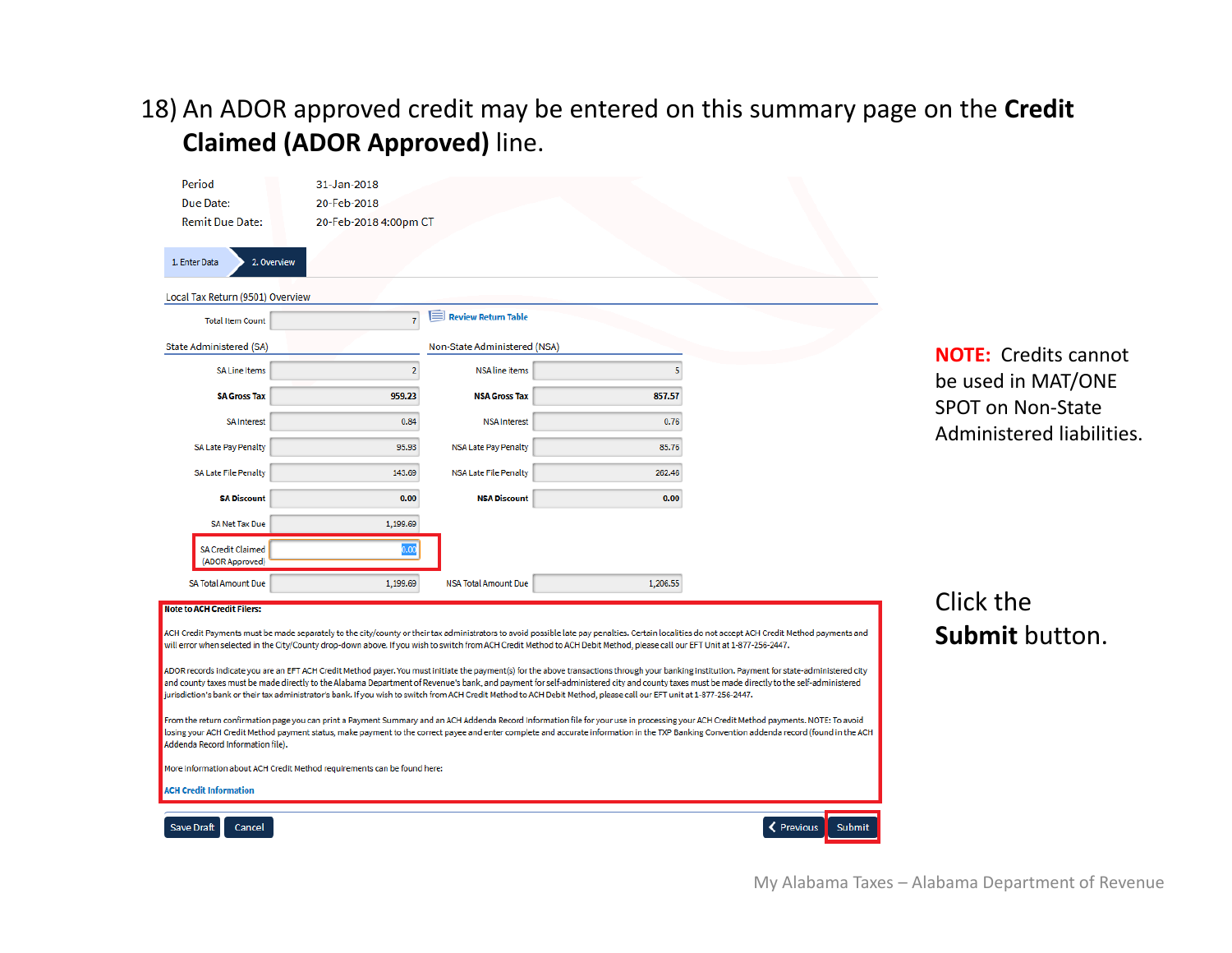18) An ADOR approved credit may be entered on this summary page on the **Credit Claimed (ADOR Approved)** line.

| | |
|---|---|
| Period | 31-Jan-2018 |
| Due Date: | 20-Feb-2018 |
| Remit Due Date: | 20-Feb-2018 4:00pm CT |

1. Enter Data | 2. Overview

Local Tax Return (9501) Overview

Total Item Count: 7 — Review Return Table

| State Administered (SA) | | Non-State Administered (NSA) | |
|---|---|---|---|
| SA Line Items | 2 | NSA line items | 5 |
| **SA Gross Tax** | 959.23 | **NSA Gross Tax** | 857.57 |
| SA Interest | 0.84 | NSA Interest | 0.76 |
| SA Late Pay Penalty | 95.93 | NSA Late Pay Penalty | 85.76 |
| SA Late File Penalty | 143.69 | NSA Late File Penalty | 262.46 |
| **SA Discount** | 0.00 | **NSA Discount** | 0.00 |
| SA Net Tax Due | 1,199.69 | | |
| SA Credit Claimed (ADOR Approved) | 0.00 | | |
| SA Total Amount Due | 1,199.69 | NSA Total Amount Due | 1,206.55 |

**Note to ACH Credit Filers:**

ACH Credit Payments must be made separately to the city/county or their tax administrators to avoid possible late pay penalties. Certain localities do not accept ACH Credit Method payments and will error when selected in the City/County drop-down above. If you wish to switch from ACH Credit Method to ACH Debit Method, please call our EFT Unit at 1-877-256-2447.

ADOR records indicate you are an EFT ACH Credit Method payer. You must initiate the payment(s) for the above transactions through your banking institution. Payment for state-administered city and county taxes must be made directly to the Alabama Department of Revenue's bank, and payment for self-administered city and county taxes must be made directly to the self-administered jurisdiction's bank or their tax administrator's bank. If you wish to switch from ACH Credit Method to ACH Debit Method, please call our EFT unit at 1-877-256-2447.

From the return confirmation page you can print a Payment Summary and an ACH Addenda Record Information file for your use in processing your ACH Credit Method payments. NOTE: To avoid losing your ACH Credit Method payment status, make payment to the correct payee and enter complete and accurate information in the TXP Banking Convention addenda record (found in the ACH Addenda Record Information file).

More information about ACH Credit Method requirements can be found here:

ACH Credit Information

Save Draft | Cancel | Previous | Submit

**NOTE:** Credits cannot be used in MAT/ONE SPOT on Non-State Administered liabilities.

Click the **Submit** button.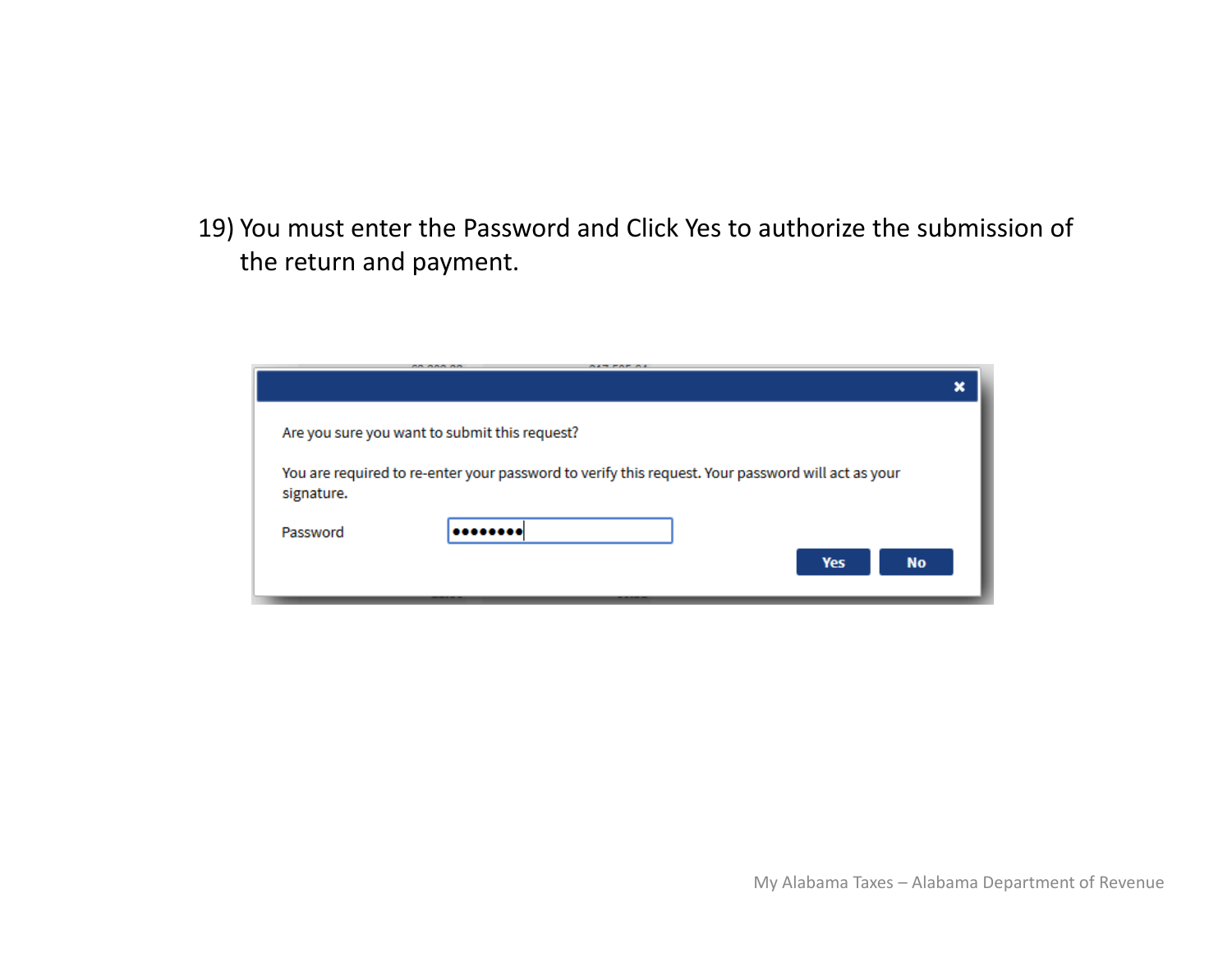19) You must enter the Password and Click Yes to authorize the submission of the return and payment.

Are you sure you want to submit this request?

You are required to re-enter your password to verify this request. Your password will act as your signature.

Password ••••••••

Yes No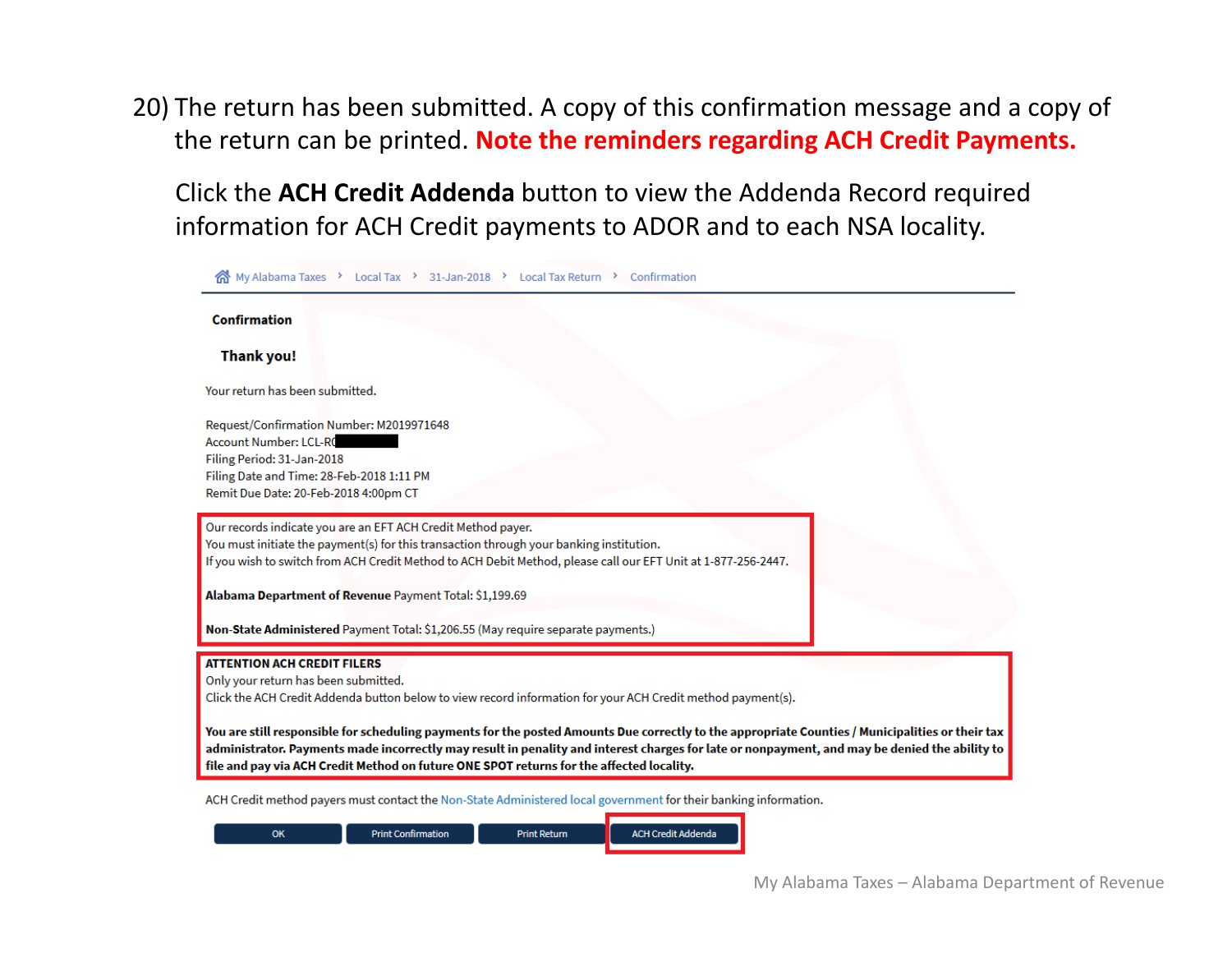20) The return has been submitted. A copy of this confirmation message and a copy of the return can be printed. **Note the reminders regarding ACH Credit Payments.**

Click the **ACH Credit Addenda** button to view the Addenda Record required information for ACH Credit payments to ADOR and to each NSA locality.

My Alabama Taxes › Local Tax › 31-Jan-2018 › Local Tax Return › Confirmation

**Confirmation**

**Thank you!**

Your return has been submitted.

Request/Confirmation Number: M2019971648
Account Number: LCL-R[REDACTED]
Filing Period: 31-Jan-2018
Filing Date and Time: 28-Feb-2018 1:11 PM
Remit Due Date: 20-Feb-2018 4:00pm CT

Our records indicate you are an EFT ACH Credit Method payer.
You must initiate the payment(s) for this transaction through your banking institution.
If you wish to switch from ACH Credit Method to ACH Debit Method, please call our EFT Unit at 1-877-256-2447.

**Alabama Department of Revenue** Payment Total: $1,199.69

**Non-State Administered** Payment Total: $1,206.55 (May require separate payments.)

**ATTENTION ACH CREDIT FILERS**
Only your return has been submitted.
Click the ACH Credit Addenda button below to view record information for your ACH Credit method payment(s).

**You are still responsible for scheduling payments for the posted Amounts Due correctly to the appropriate Counties / Municipalities or their tax administrator. Payments made incorrectly may result in penality and interest charges for late or nonpayment, and may be denied the ability to file and pay via ACH Credit Method on future ONE SPOT returns for the affected locality.**

ACH Credit method payers must contact the Non-State Administered local government for their banking information.

OK | Print Confirmation | Print Return | ACH Credit Addenda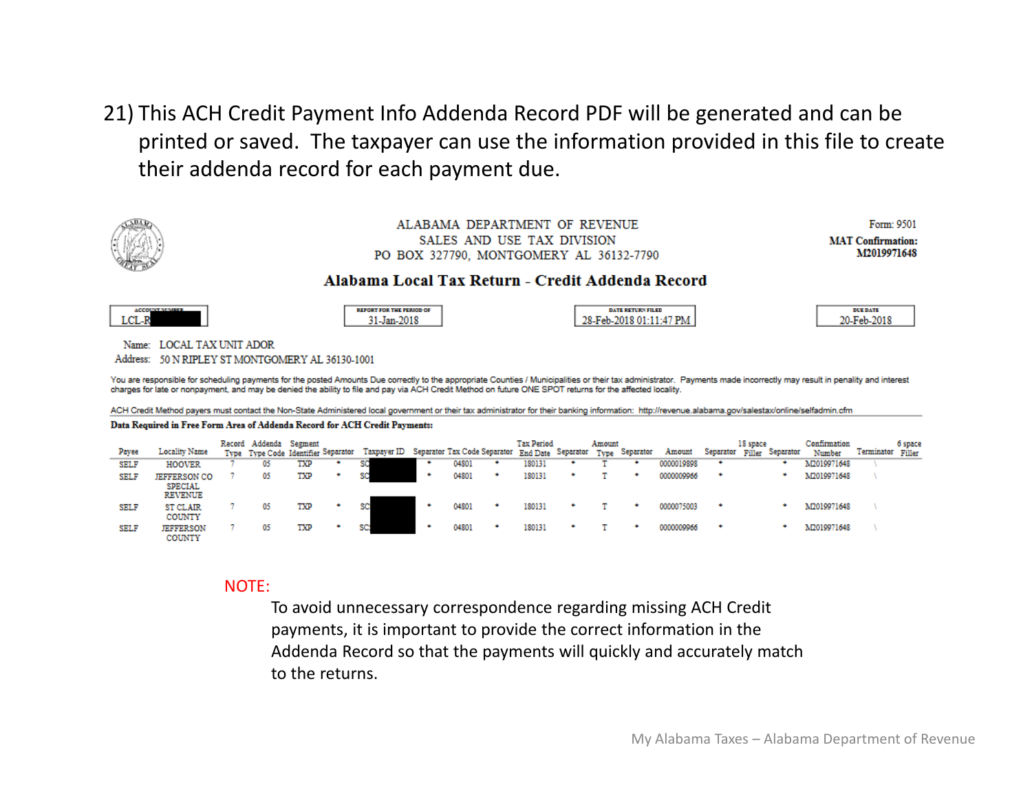21) This ACH Credit Payment Info Addenda Record PDF will be generated and can be printed or saved. The taxpayer can use the information provided in this file to create their addenda record for each payment due.

ALABAMA DEPARTMENT OF REVENUE
SALES AND USE TAX DIVISION
PO BOX 327790, MONTGOMERY AL 36132-7790

Form: 9501
**MAT Confirmation:**
**M2019971648**

## Alabama Local Tax Return - Credit Addenda Record

| ACCOUNT NUMBER | REPORT FOR THE PERIOD OF | DATE RETURN FILED | DUE DATE |
|---|---|---|---|
| LCL-R | 31-Jan-2018 | 28-Feb-2018 01:11:47 PM | 20-Feb-2018 |

Name: LOCAL TAX UNIT ADOR
Address: 50 N RIPLEY ST MONTGOMERY AL 36130-1001

You are responsible for scheduling payments for the posted Amounts Due correctly to the appropriate Counties / Municipalities or their tax administrator. Payments made incorrectly may result in penalty and interest charges for late or nonpayment, and may be denied the ability to file and pay via ACH Credit Method on future ONE SPOT returns for the affected locality.

ACH Credit Method payers must contact the Non-State Administered local government or their tax administrator for their banking information: http://revenue.alabama.gov/salestax/online/selfadmin.cfm

**Data Required in Free Form Area of Addenda Record for ACH Credit Payments:**

| Payee | Locality Name | Record Type | Addenda Type Code | Segment Identifier | Separator | Taxpayer ID | Separator | Tax Code | Separator | Tax Period End Date | Separator | Amount Type | Separator | Amount | Separator | 18 space Filler | Separator | Confirmation Number | Terminator | 6 space Filler |
|---|---|---|---|---|---|---|---|---|---|---|---|---|---|---|---|---|---|---|---|---|
| SELF | HOOVER | 7 | 05 | TXP | * | SC | * | 04801 | * | 180131 | * | T | * | 0000019898 | * | | * | M2019971648 | \ | |
| SELF | JEFFERSON CO SPECIAL REVENUE | 7 | 05 | TXP | * | SC | * | 04801 | * | 180131 | * | T | * | 0000009966 | * | | * | M2019971648 | \ | |
| SELF | ST CLAIR COUNTY | 7 | 05 | TXP | * | SC | * | 04801 | * | 180131 | * | T | * | 0000075003 | * | | * | M2019971648 | \ | |
| SELF | JEFFERSON COUNTY | 7 | 05 | TXP | * | SC | * | 04801 | * | 180131 | * | T | * | 0000009966 | * | | * | M2019971648 | \ | |

NOTE:

To avoid unnecessary correspondence regarding missing ACH Credit payments, it is important to provide the correct information in the Addenda Record so that the payments will quickly and accurately match to the returns.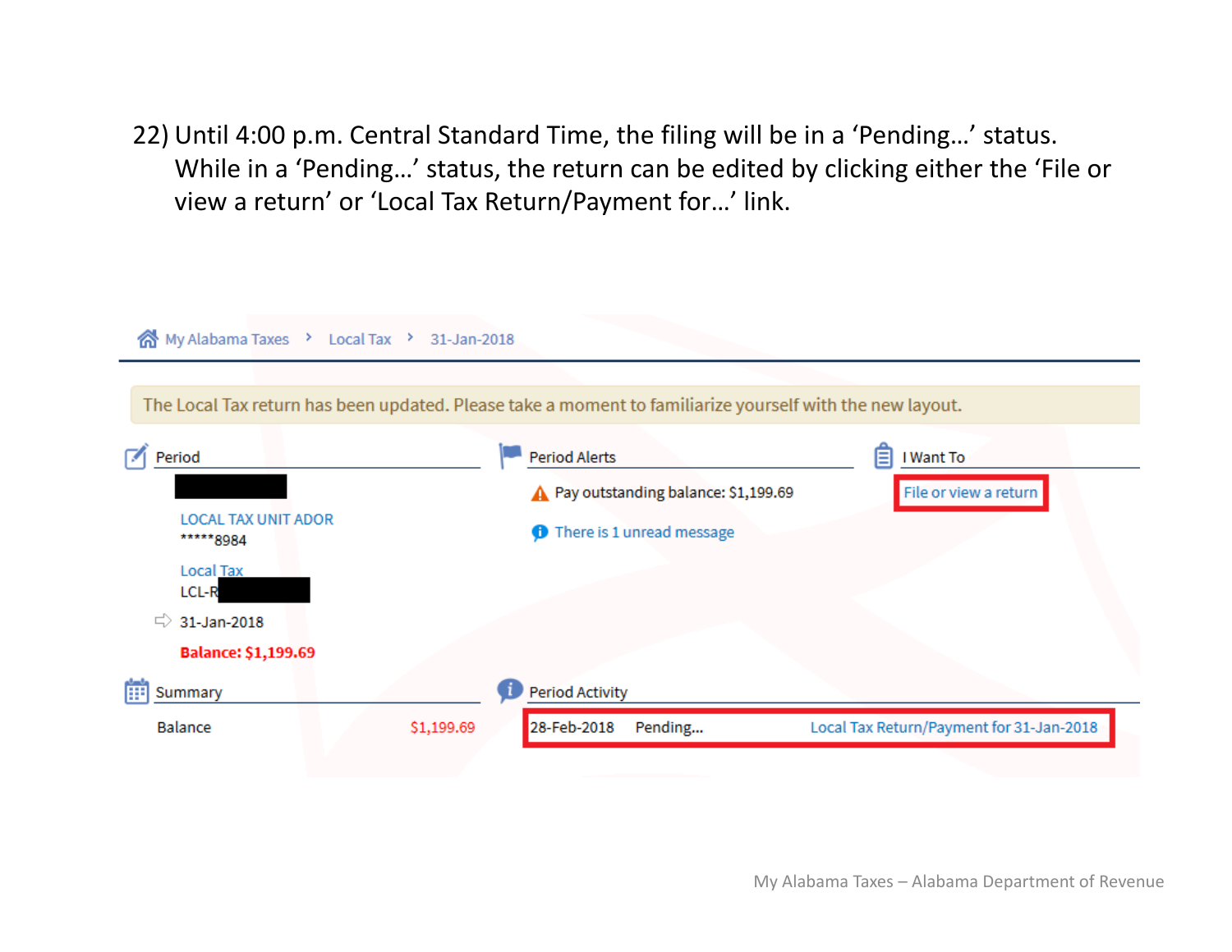22) Until 4:00 p.m. Central Standard Time, the filing will be in a 'Pending…' status. While in a 'Pending…' status, the return can be edited by clicking either the 'File or view a return' or 'Local Tax Return/Payment for…' link.

My Alabama Taxes › Local Tax › 31-Jan-2018

The Local Tax return has been updated. Please take a moment to familiarize yourself with the new layout.

**Period**

LOCAL TAX UNIT ADOR
*****8984

Local Tax
LCL-R

31-Jan-2018

**Balance: $1,199.69**

**Period Alerts**

Pay outstanding balance: $1,199.69

There is 1 unread message

**I Want To**

File or view a return

**Summary**

| Balance | $1,199.69 |
|---|---|

**Period Activity**

| 28-Feb-2018 | Pending… | Local Tax Return/Payment for 31-Jan-2018 |
|---|---|---|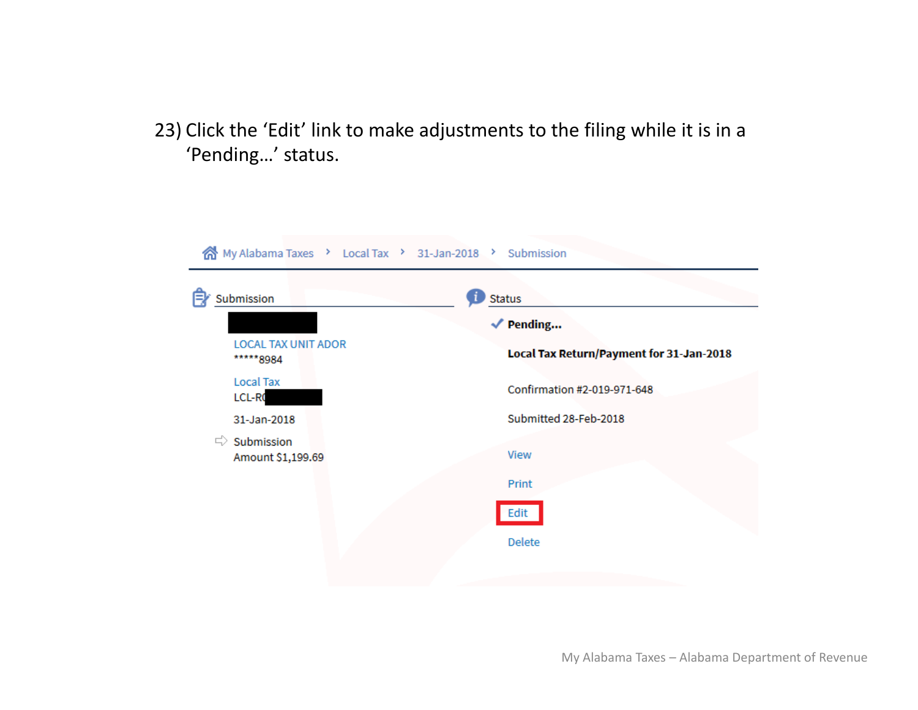23) Click the 'Edit' link to make adjustments to the filing while it is in a 'Pending…' status.

My Alabama Taxes › Local Tax › 31-Jan-2018 › Submission

**Submission**

LOCAL TAX UNIT ADOR
*****8984

Local Tax
LCL-R

31-Jan-2018

Submission
Amount $1,199.69

**Status**

**Pending…**

**Local Tax Return/Payment for 31-Jan-2018**

Confirmation #2-019-971-648

Submitted 28-Feb-2018

View

Print

Edit

Delete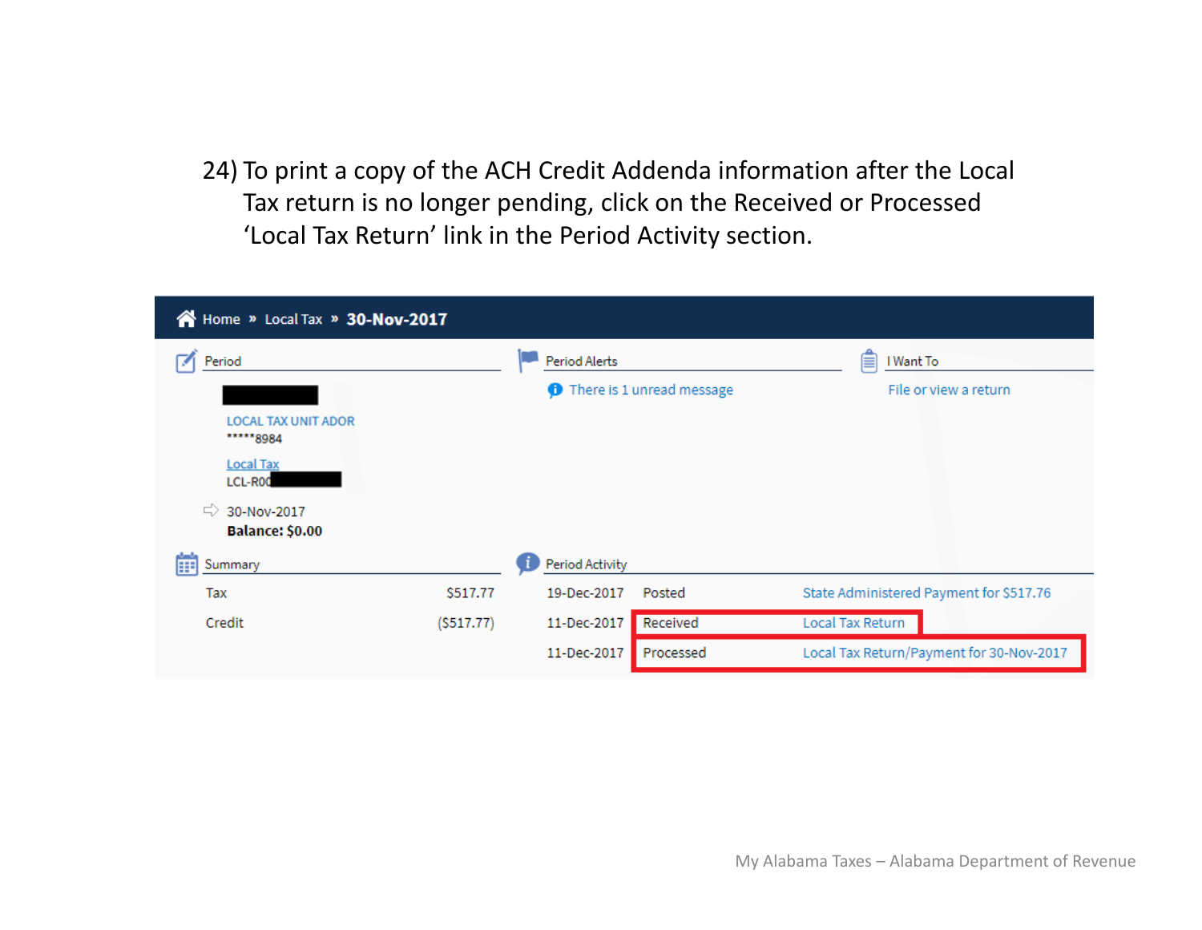24) To print a copy of the ACH Credit Addenda information after the Local Tax return is no longer pending, click on the Received or Processed 'Local Tax Return' link in the Period Activity section.

Home » Local Tax » **30-Nov-2017**

**Period**

LOCAL TAX UNIT ADOR
*****8984

Local Tax
LCL-R00

30-Nov-2017
**Balance: $0.00**

**Period Alerts**

There is 1 unread message

**I Want To**

File or view a return

**Summary**

| | |
|---|---|
| Tax | $517.77 |
| Credit | ($517.77) |

**Period Activity**

| | | |
|---|---|---|
| 19-Dec-2017 | Posted | State Administered Payment for $517.76 |
| 11-Dec-2017 | Received | Local Tax Return |
| 11-Dec-2017 | Processed | Local Tax Return/Payment for 30-Nov-2017 |

My Alabama Taxes – Alabama Department of Revenue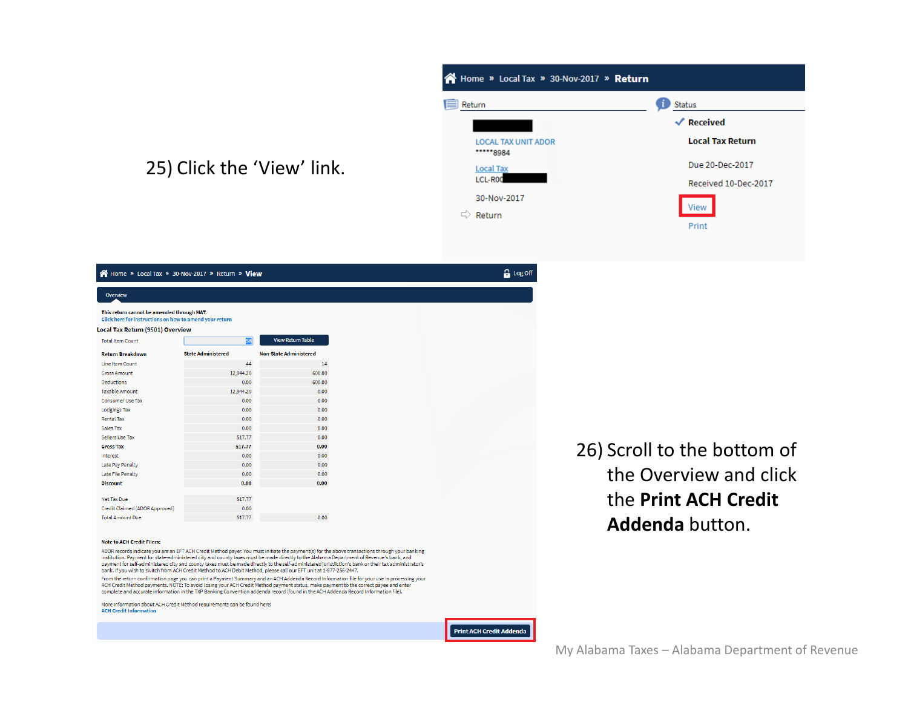25) Click the 'View' link.

Home » Local Tax » 30-Nov-2017 » **Return**

Return

LOCAL TAX UNIT ADOR
*****8984

Local Tax
LCL-R0

30-Nov-2017

Return

Status

**Received**

**Local Tax Return**

Due 20-Dec-2017

Received 10-Dec-2017

View

Print

Home » Local Tax » 30-Nov-2017 » Return » **View**

Log Off

Overview

This return cannot be amended through MAT.
Click here for instructions on how to amend your return

**Local Tax Return** (9501) **Overview**

Total Item Count 58

View Return Table

| Return Breakdown | State Administered | Non-State Administered |
|---|---|---|
| Line Item Count | 44 | 14 |
| Gross Amount | 12,944.20 | 600.00 |
| Deductions | 0.00 | 600.00 |
| Taxable Amount | 12,944.20 | 0.00 |
| Consumer Use Tax | 0.00 | 0.00 |
| Lodgings Tax | 0.00 | 0.00 |
| Rental Tax | 0.00 | 0.00 |
| Sales Tax | 0.00 | 0.00 |
| Sellers Use Tax | 517.77 | 0.00 |
| **Gross Tax** | **517.77** | **0.00** |
| Interest | 0.00 | 0.00 |
| Late Pay Penalty | 0.00 | 0.00 |
| Late File Penalty | 0.00 | 0.00 |
| **Discount** | **0.00** | **0.00** |
| Net Tax Due | 517.77 | |
| Credit Claimed (ADOR Approved) | 0.00 | |
| Total Amount Due | 517.77 | 0.00 |

**Note to ACH Credit Filers:**

ADOR records indicate you are an EFT ACH Credit Method payer. You must initiate the payment(s) for the above transactions through your banking institution. Payment for state-administered city and county taxes must be made directly to the Alabama Department of Revenue's bank, and payment for self-administered city and county taxes must be made directly to the self-administered jurisdiction's bank or their tax administrator's bank. If you wish to switch from ACH Credit Method to ACH Debit Method, please call our EFT unit at 1-877-256-2447.

From the return confirmation page you can print a Payment Summary and an ACH Addenda Record Information file for your use in processing your ACH Credit Method payments. NOTE: To avoid losing your ACH Credit Method payment status, make payment to the correct payee and enter complete and accurate information in the TXP Banking Convention addenda record (found in the ACH Addenda Record Information file).

More information about ACH Credit Method requirements can be found here:
ACH Credit Information

Print ACH Credit Addenda

26) Scroll to the bottom of the Overview and click the **Print ACH Credit Addenda** button.

My Alabama Taxes – Alabama Department of Revenue